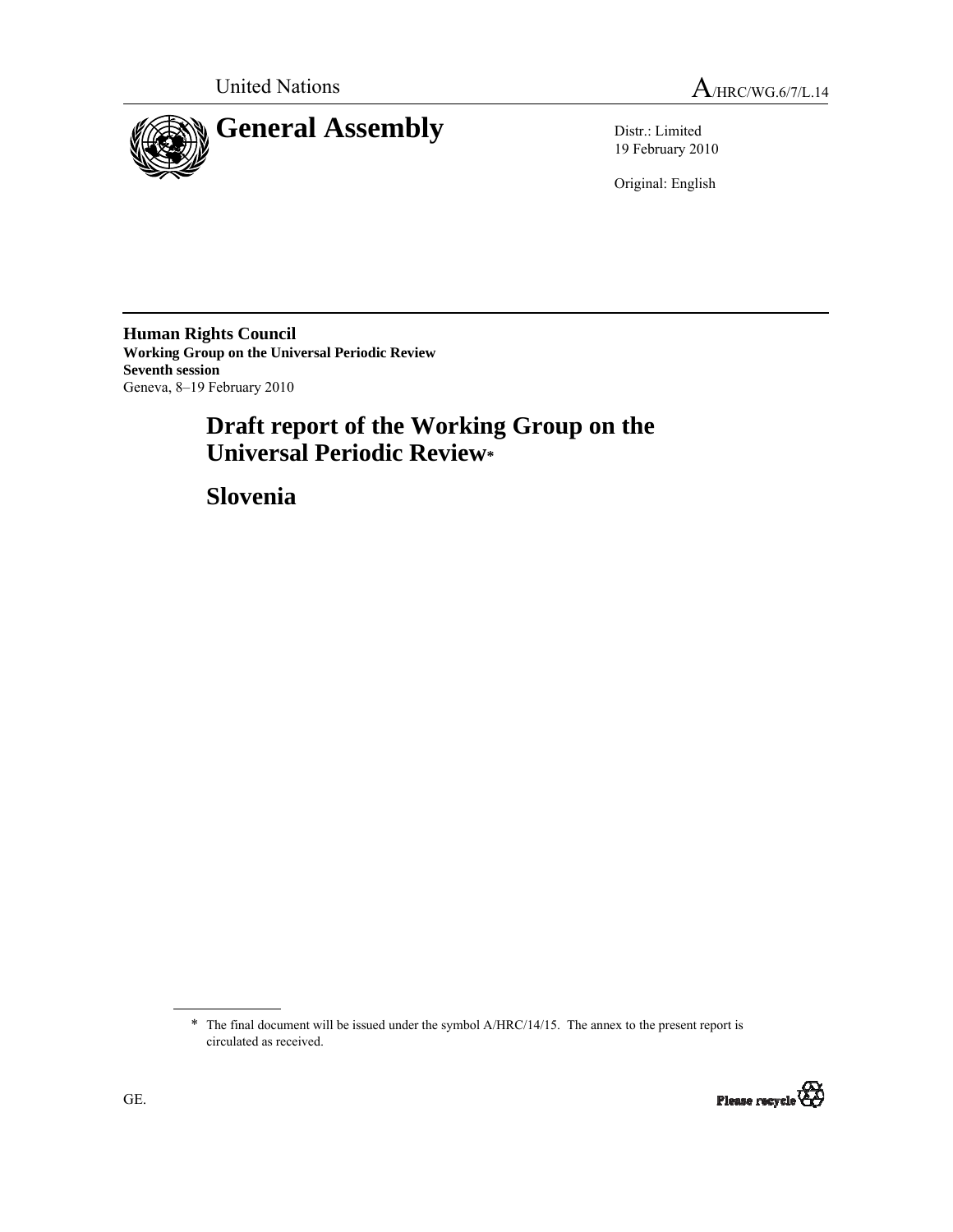United Nations

A/HRC/WG.6/7/L.14

# General Assembly

Distr.: Limited
19 February 2010

Original: English

**Human Rights Council**
**Working Group on the Universal Periodic Review**
**Seventh session**
Geneva, 8–19 February 2010

# Draft report of the Working Group on the Universal Periodic Review*

# Slovenia

\* The final document will be issued under the symbol A/HRC/14/15. The annex to the present report is circulated as received.

GE.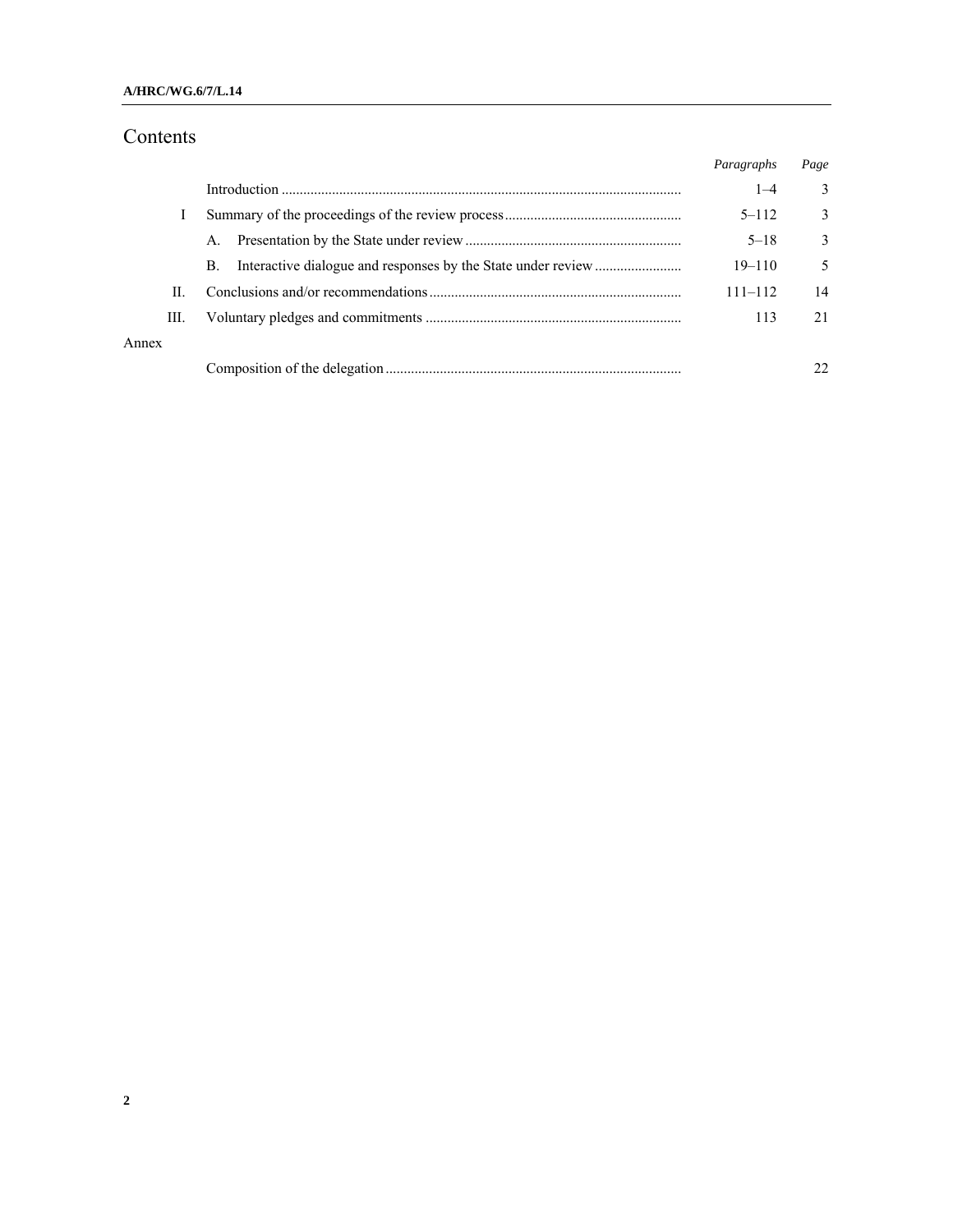# Contents

| | | Paragraphs | Page |
|---|---|---|---|
| | Introduction | 1–4 | 3 |
| I | Summary of the proceedings of the review process | 5–112 | 3 |
| | A. Presentation by the State under review | 5–18 | 3 |
| | B. Interactive dialogue and responses by the State under review | 19–110 | 5 |
| II. | Conclusions and/or recommendations | 111–112 | 14 |
| III. | Voluntary pledges and commitments | 113 | 21 |
| Annex | | | |
| | Composition of the delegation | | 22 |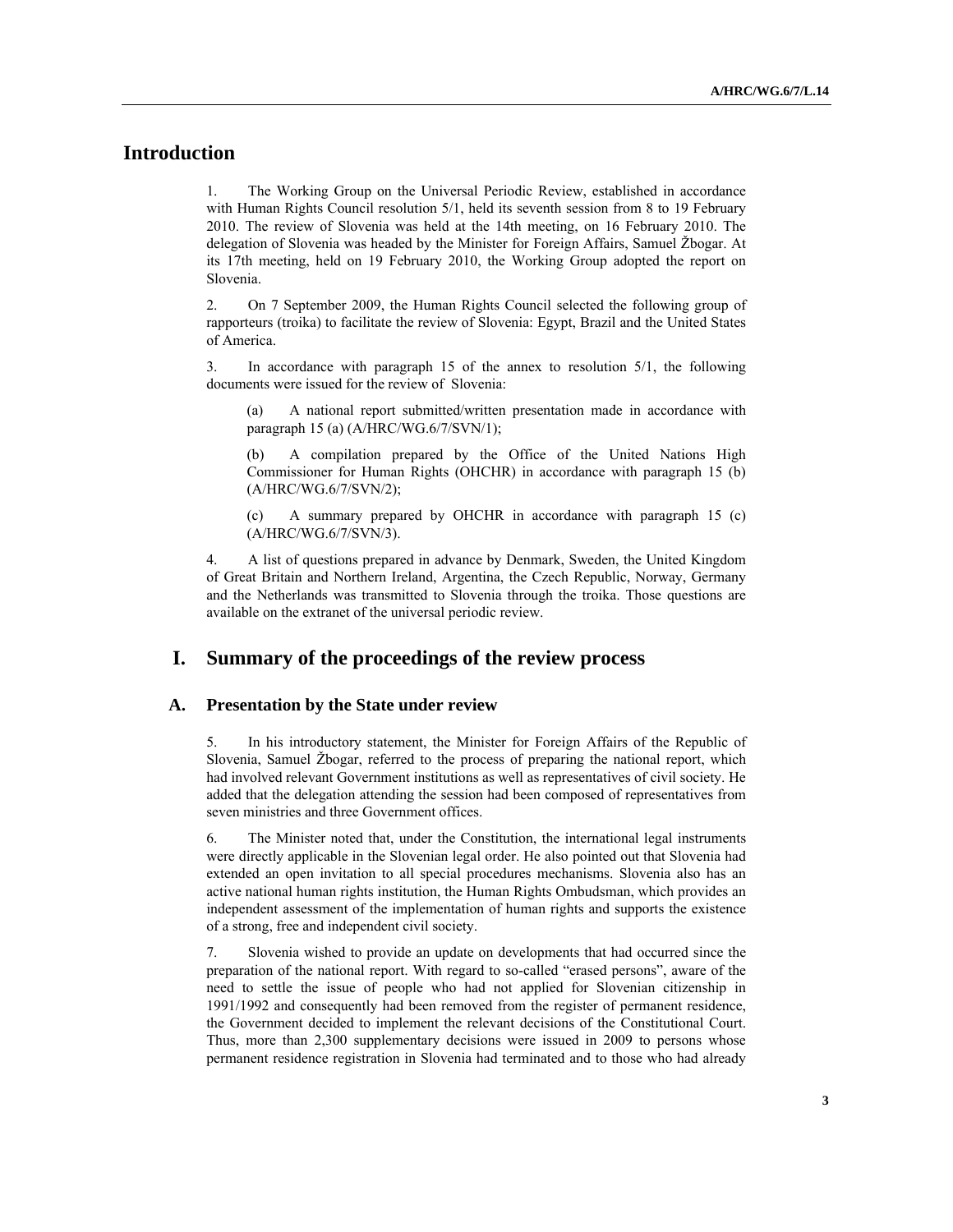# Introduction

1. The Working Group on the Universal Periodic Review, established in accordance with Human Rights Council resolution 5/1, held its seventh session from 8 to 19 February 2010. The review of Slovenia was held at the 14th meeting, on 16 February 2010. The delegation of Slovenia was headed by the Minister for Foreign Affairs, Samuel Žbogar. At its 17th meeting, held on 19 February 2010, the Working Group adopted the report on Slovenia.

2. On 7 September 2009, the Human Rights Council selected the following group of rapporteurs (troika) to facilitate the review of Slovenia: Egypt, Brazil and the United States of America.

3. In accordance with paragraph 15 of the annex to resolution 5/1, the following documents were issued for the review of Slovenia:

(a) A national report submitted/written presentation made in accordance with paragraph 15 (a) (A/HRC/WG.6/7/SVN/1);

(b) A compilation prepared by the Office of the United Nations High Commissioner for Human Rights (OHCHR) in accordance with paragraph 15 (b) (A/HRC/WG.6/7/SVN/2);

(c) A summary prepared by OHCHR in accordance with paragraph 15 (c) (A/HRC/WG.6/7/SVN/3).

4. A list of questions prepared in advance by Denmark, Sweden, the United Kingdom of Great Britain and Northern Ireland, Argentina, the Czech Republic, Norway, Germany and the Netherlands was transmitted to Slovenia through the troika. Those questions are available on the extranet of the universal periodic review.

# I. Summary of the proceedings of the review process

## A. Presentation by the State under review

5. In his introductory statement, the Minister for Foreign Affairs of the Republic of Slovenia, Samuel Žbogar, referred to the process of preparing the national report, which had involved relevant Government institutions as well as representatives of civil society. He added that the delegation attending the session had been composed of representatives from seven ministries and three Government offices.

6. The Minister noted that, under the Constitution, the international legal instruments were directly applicable in the Slovenian legal order. He also pointed out that Slovenia had extended an open invitation to all special procedures mechanisms. Slovenia also has an active national human rights institution, the Human Rights Ombudsman, which provides an independent assessment of the implementation of human rights and supports the existence of a strong, free and independent civil society.

7. Slovenia wished to provide an update on developments that had occurred since the preparation of the national report. With regard to so-called "erased persons", aware of the need to settle the issue of people who had not applied for Slovenian citizenship in 1991/1992 and consequently had been removed from the register of permanent residence, the Government decided to implement the relevant decisions of the Constitutional Court. Thus, more than 2,300 supplementary decisions were issued in 2009 to persons whose permanent residence registration in Slovenia had terminated and to those who had already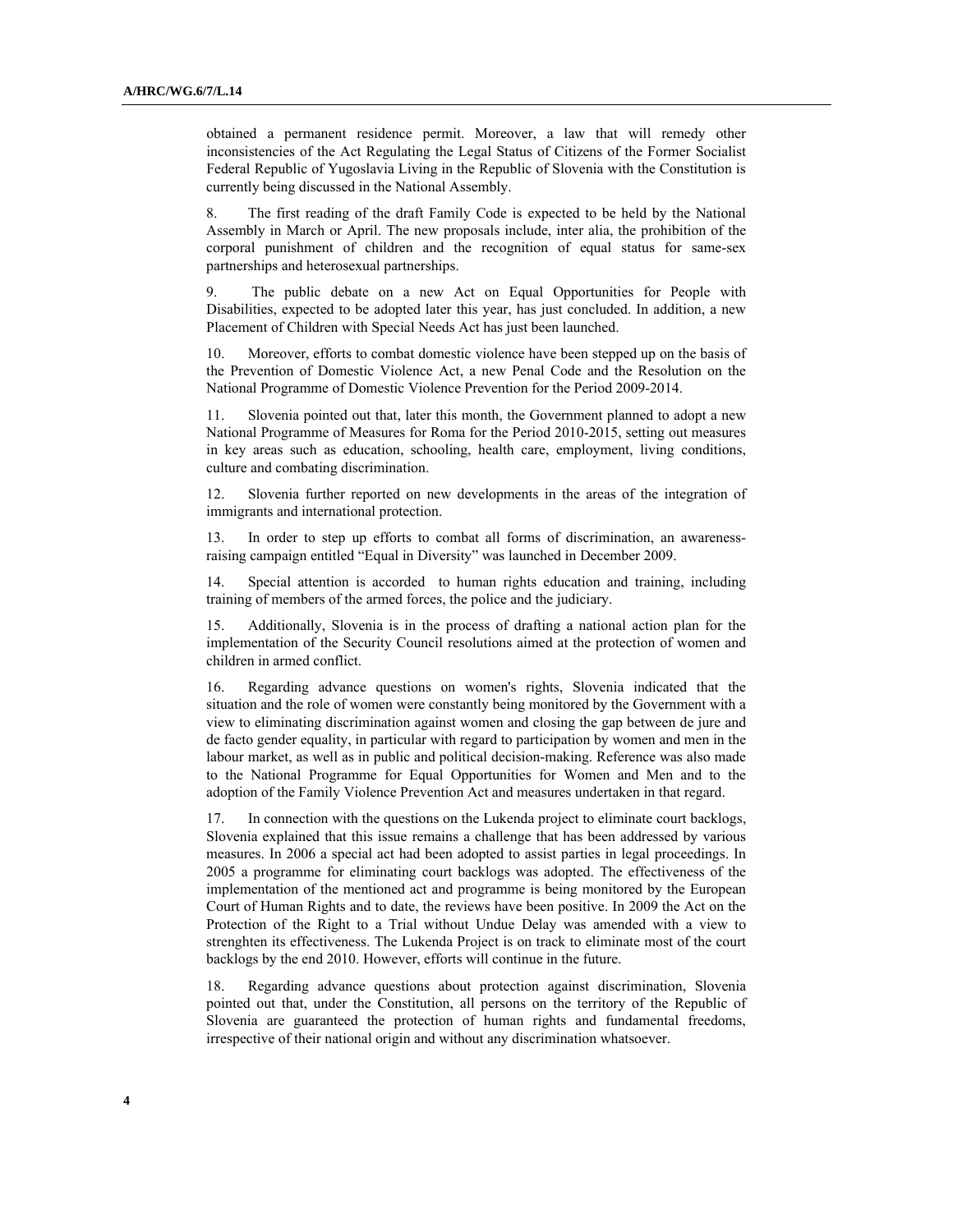obtained a permanent residence permit. Moreover, a law that will remedy other inconsistencies of the Act Regulating the Legal Status of Citizens of the Former Socialist Federal Republic of Yugoslavia Living in the Republic of Slovenia with the Constitution is currently being discussed in the National Assembly.

8. The first reading of the draft Family Code is expected to be held by the National Assembly in March or April. The new proposals include, inter alia, the prohibition of the corporal punishment of children and the recognition of equal status for same-sex partnerships and heterosexual partnerships.

9. The public debate on a new Act on Equal Opportunities for People with Disabilities, expected to be adopted later this year, has just concluded. In addition, a new Placement of Children with Special Needs Act has just been launched.

10. Moreover, efforts to combat domestic violence have been stepped up on the basis of the Prevention of Domestic Violence Act, a new Penal Code and the Resolution on the National Programme of Domestic Violence Prevention for the Period 2009-2014.

11. Slovenia pointed out that, later this month, the Government planned to adopt a new National Programme of Measures for Roma for the Period 2010-2015, setting out measures in key areas such as education, schooling, health care, employment, living conditions, culture and combating discrimination.

12. Slovenia further reported on new developments in the areas of the integration of immigrants and international protection.

13. In order to step up efforts to combat all forms of discrimination, an awareness-raising campaign entitled "Equal in Diversity" was launched in December 2009.

14. Special attention is accorded to human rights education and training, including training of members of the armed forces, the police and the judiciary.

15. Additionally, Slovenia is in the process of drafting a national action plan for the implementation of the Security Council resolutions aimed at the protection of women and children in armed conflict.

16. Regarding advance questions on women's rights, Slovenia indicated that the situation and the role of women were constantly being monitored by the Government with a view to eliminating discrimination against women and closing the gap between de jure and de facto gender equality, in particular with regard to participation by women and men in the labour market, as well as in public and political decision-making. Reference was also made to the National Programme for Equal Opportunities for Women and Men and to the adoption of the Family Violence Prevention Act and measures undertaken in that regard.

17. In connection with the questions on the Lukenda project to eliminate court backlogs, Slovenia explained that this issue remains a challenge that has been addressed by various measures. In 2006 a special act had been adopted to assist parties in legal proceedings. In 2005 a programme for eliminating court backlogs was adopted. The effectiveness of the implementation of the mentioned act and programme is being monitored by the European Court of Human Rights and to date, the reviews have been positive. In 2009 the Act on the Protection of the Right to a Trial without Undue Delay was amended with a view to strenghten its effectiveness. The Lukenda Project is on track to eliminate most of the court backlogs by the end 2010. However, efforts will continue in the future.

18. Regarding advance questions about protection against discrimination, Slovenia pointed out that, under the Constitution, all persons on the territory of the Republic of Slovenia are guaranteed the protection of human rights and fundamental freedoms, irrespective of their national origin and without any discrimination whatsoever.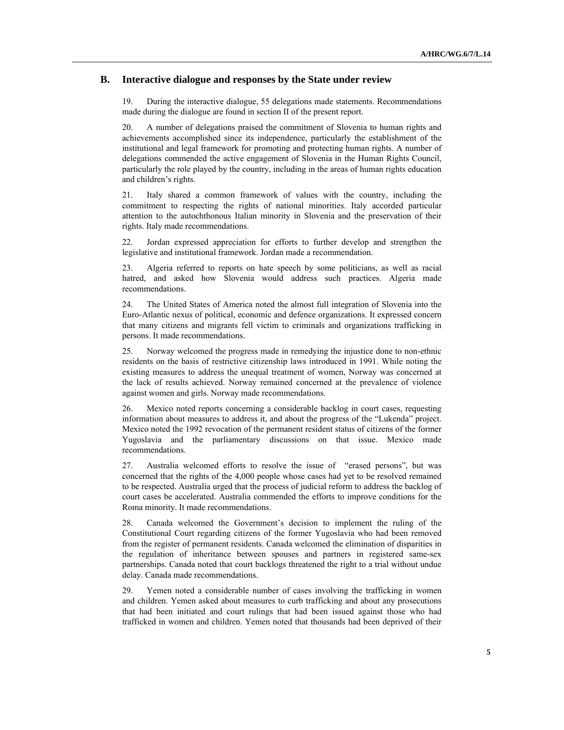## B. Interactive dialogue and responses by the State under review

19. During the interactive dialogue, 55 delegations made statements. Recommendations made during the dialogue are found in section II of the present report.

20. A number of delegations praised the commitment of Slovenia to human rights and achievements accomplished since its independence, particularly the establishment of the institutional and legal framework for promoting and protecting human rights. A number of delegations commended the active engagement of Slovenia in the Human Rights Council, particularly the role played by the country, including in the areas of human rights education and children's rights.

21. Italy shared a common framework of values with the country, including the commitment to respecting the rights of national minorities. Italy accorded particular attention to the autochthonous Italian minority in Slovenia and the preservation of their rights. Italy made recommendations.

22. Jordan expressed appreciation for efforts to further develop and strengthen the legislative and institutional framework. Jordan made a recommendation.

23. Algeria referred to reports on hate speech by some politicians, as well as racial hatred, and asked how Slovenia would address such practices. Algeria made recommendations.

24. The United States of America noted the almost full integration of Slovenia into the Euro-Atlantic nexus of political, economic and defence organizations. It expressed concern that many citizens and migrants fell victim to criminals and organizations trafficking in persons. It made recommendations.

25. Norway welcomed the progress made in remedying the injustice done to non-ethnic residents on the basis of restrictive citizenship laws introduced in 1991. While noting the existing measures to address the unequal treatment of women, Norway was concerned at the lack of results achieved. Norway remained concerned at the prevalence of violence against women and girls. Norway made recommendations.

26. Mexico noted reports concerning a considerable backlog in court cases, requesting information about measures to address it, and about the progress of the "Lukenda" project. Mexico noted the 1992 revocation of the permanent resident status of citizens of the former Yugoslavia and the parliamentary discussions on that issue. Mexico made recommendations.

27. Australia welcomed efforts to resolve the issue of "erased persons", but was concerned that the rights of the 4,000 people whose cases had yet to be resolved remained to be respected. Australia urged that the process of judicial reform to address the backlog of court cases be accelerated. Australia commended the efforts to improve conditions for the Roma minority. It made recommendations.

28. Canada welcomed the Government's decision to implement the ruling of the Constitutional Court regarding citizens of the former Yugoslavia who had been removed from the register of permanent residents. Canada welcomed the elimination of disparities in the regulation of inheritance between spouses and partners in registered same-sex partnerships. Canada noted that court backlogs threatened the right to a trial without undue delay. Canada made recommendations.

29. Yemen noted a considerable number of cases involving the trafficking in women and children. Yemen asked about measures to curb trafficking and about any prosecutions that had been initiated and court rulings that had been issued against those who had trafficked in women and children. Yemen noted that thousands had been deprived of their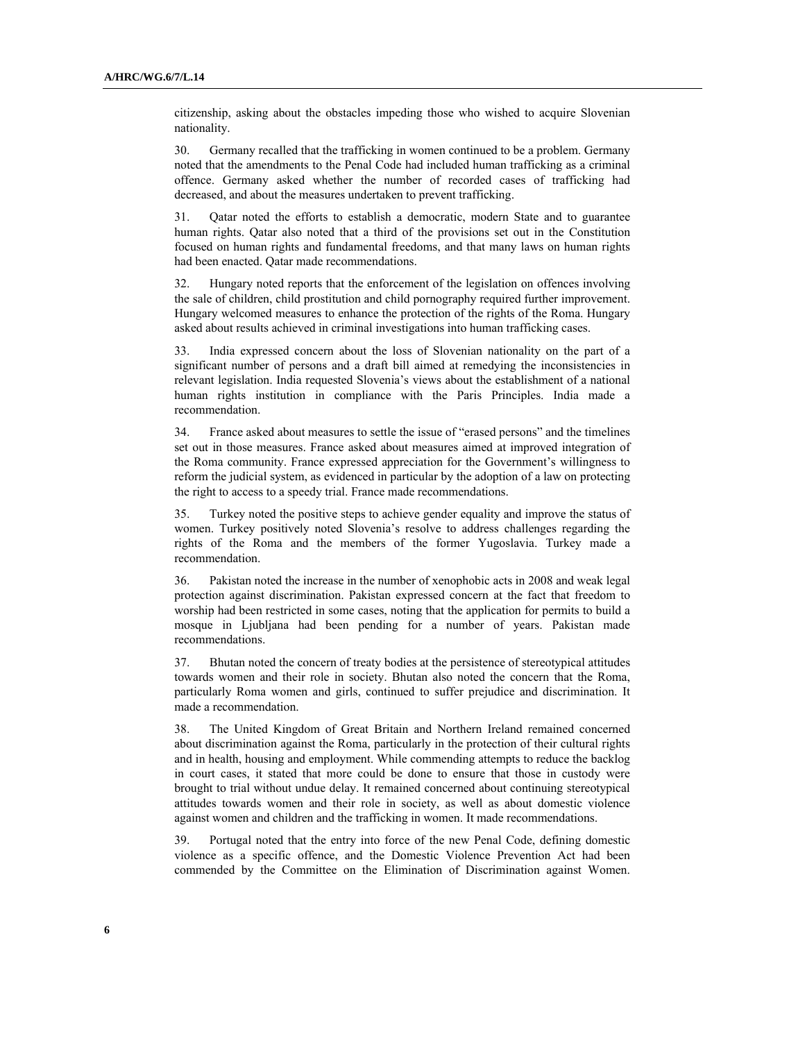citizenship, asking about the obstacles impeding those who wished to acquire Slovenian nationality.

30. Germany recalled that the trafficking in women continued to be a problem. Germany noted that the amendments to the Penal Code had included human trafficking as a criminal offence. Germany asked whether the number of recorded cases of trafficking had decreased, and about the measures undertaken to prevent trafficking.

31. Qatar noted the efforts to establish a democratic, modern State and to guarantee human rights. Qatar also noted that a third of the provisions set out in the Constitution focused on human rights and fundamental freedoms, and that many laws on human rights had been enacted. Qatar made recommendations.

32. Hungary noted reports that the enforcement of the legislation on offences involving the sale of children, child prostitution and child pornography required further improvement. Hungary welcomed measures to enhance the protection of the rights of the Roma. Hungary asked about results achieved in criminal investigations into human trafficking cases.

33. India expressed concern about the loss of Slovenian nationality on the part of a significant number of persons and a draft bill aimed at remedying the inconsistencies in relevant legislation. India requested Slovenia's views about the establishment of a national human rights institution in compliance with the Paris Principles. India made a recommendation.

34. France asked about measures to settle the issue of "erased persons" and the timelines set out in those measures. France asked about measures aimed at improved integration of the Roma community. France expressed appreciation for the Government's willingness to reform the judicial system, as evidenced in particular by the adoption of a law on protecting the right to access to a speedy trial. France made recommendations.

35. Turkey noted the positive steps to achieve gender equality and improve the status of women. Turkey positively noted Slovenia's resolve to address challenges regarding the rights of the Roma and the members of the former Yugoslavia. Turkey made a recommendation.

36. Pakistan noted the increase in the number of xenophobic acts in 2008 and weak legal protection against discrimination. Pakistan expressed concern at the fact that freedom to worship had been restricted in some cases, noting that the application for permits to build a mosque in Ljubljana had been pending for a number of years. Pakistan made recommendations.

37. Bhutan noted the concern of treaty bodies at the persistence of stereotypical attitudes towards women and their role in society. Bhutan also noted the concern that the Roma, particularly Roma women and girls, continued to suffer prejudice and discrimination. It made a recommendation.

38. The United Kingdom of Great Britain and Northern Ireland remained concerned about discrimination against the Roma, particularly in the protection of their cultural rights and in health, housing and employment. While commending attempts to reduce the backlog in court cases, it stated that more could be done to ensure that those in custody were brought to trial without undue delay. It remained concerned about continuing stereotypical attitudes towards women and their role in society, as well as about domestic violence against women and children and the trafficking in women. It made recommendations.

39. Portugal noted that the entry into force of the new Penal Code, defining domestic violence as a specific offence, and the Domestic Violence Prevention Act had been commended by the Committee on the Elimination of Discrimination against Women.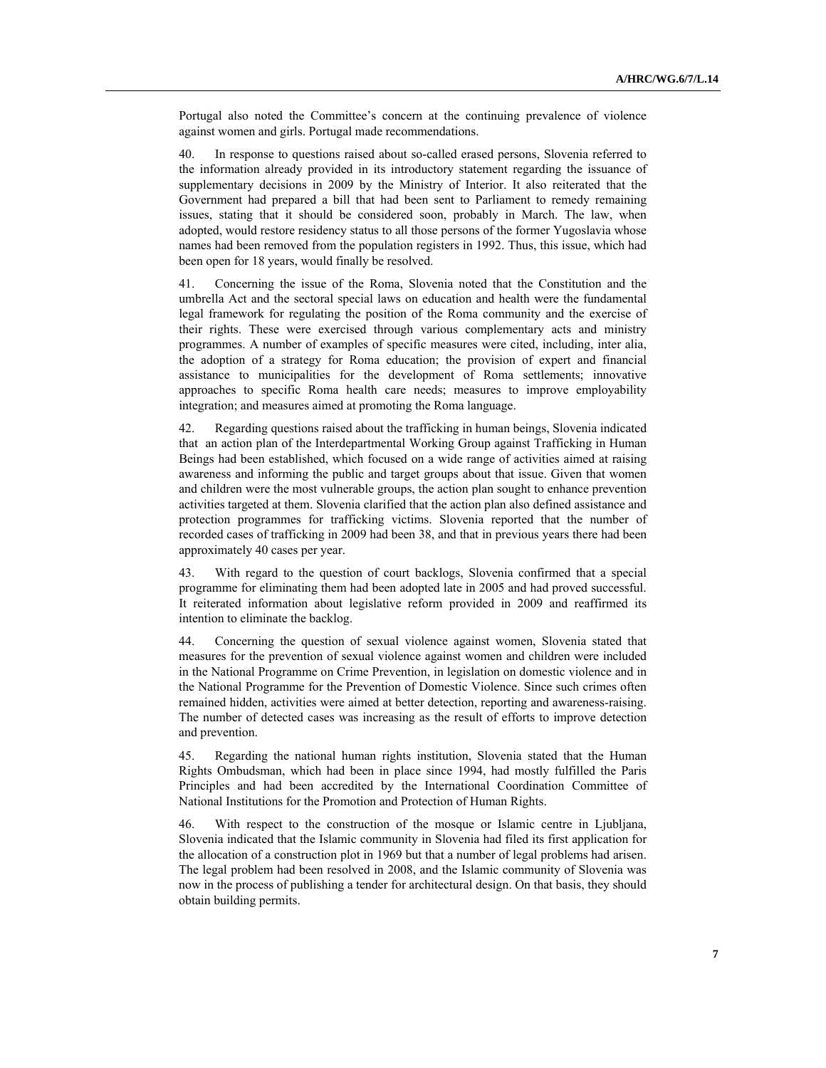Portugal also noted the Committee's concern at the continuing prevalence of violence against women and girls. Portugal made recommendations.

40. In response to questions raised about so-called erased persons, Slovenia referred to the information already provided in its introductory statement regarding the issuance of supplementary decisions in 2009 by the Ministry of Interior. It also reiterated that the Government had prepared a bill that had been sent to Parliament to remedy remaining issues, stating that it should be considered soon, probably in March. The law, when adopted, would restore residency status to all those persons of the former Yugoslavia whose names had been removed from the population registers in 1992. Thus, this issue, which had been open for 18 years, would finally be resolved.

41. Concerning the issue of the Roma, Slovenia noted that the Constitution and the umbrella Act and the sectoral special laws on education and health were the fundamental legal framework for regulating the position of the Roma community and the exercise of their rights. These were exercised through various complementary acts and ministry programmes. A number of examples of specific measures were cited, including, inter alia, the adoption of a strategy for Roma education; the provision of expert and financial assistance to municipalities for the development of Roma settlements; innovative approaches to specific Roma health care needs; measures to improve employability integration; and measures aimed at promoting the Roma language.

42. Regarding questions raised about the trafficking in human beings, Slovenia indicated that an action plan of the Interdepartmental Working Group against Trafficking in Human Beings had been established, which focused on a wide range of activities aimed at raising awareness and informing the public and target groups about that issue. Given that women and children were the most vulnerable groups, the action plan sought to enhance prevention activities targeted at them. Slovenia clarified that the action plan also defined assistance and protection programmes for trafficking victims. Slovenia reported that the number of recorded cases of trafficking in 2009 had been 38, and that in previous years there had been approximately 40 cases per year.

43. With regard to the question of court backlogs, Slovenia confirmed that a special programme for eliminating them had been adopted late in 2005 and had proved successful. It reiterated information about legislative reform provided in 2009 and reaffirmed its intention to eliminate the backlog.

44. Concerning the question of sexual violence against women, Slovenia stated that measures for the prevention of sexual violence against women and children were included in the National Programme on Crime Prevention, in legislation on domestic violence and in the National Programme for the Prevention of Domestic Violence. Since such crimes often remained hidden, activities were aimed at better detection, reporting and awareness-raising. The number of detected cases was increasing as the result of efforts to improve detection and prevention.

45. Regarding the national human rights institution, Slovenia stated that the Human Rights Ombudsman, which had been in place since 1994, had mostly fulfilled the Paris Principles and had been accredited by the International Coordination Committee of National Institutions for the Promotion and Protection of Human Rights.

46. With respect to the construction of the mosque or Islamic centre in Ljubljana, Slovenia indicated that the Islamic community in Slovenia had filed its first application for the allocation of a construction plot in 1969 but that a number of legal problems had arisen. The legal problem had been resolved in 2008, and the Islamic community of Slovenia was now in the process of publishing a tender for architectural design. On that basis, they should obtain building permits.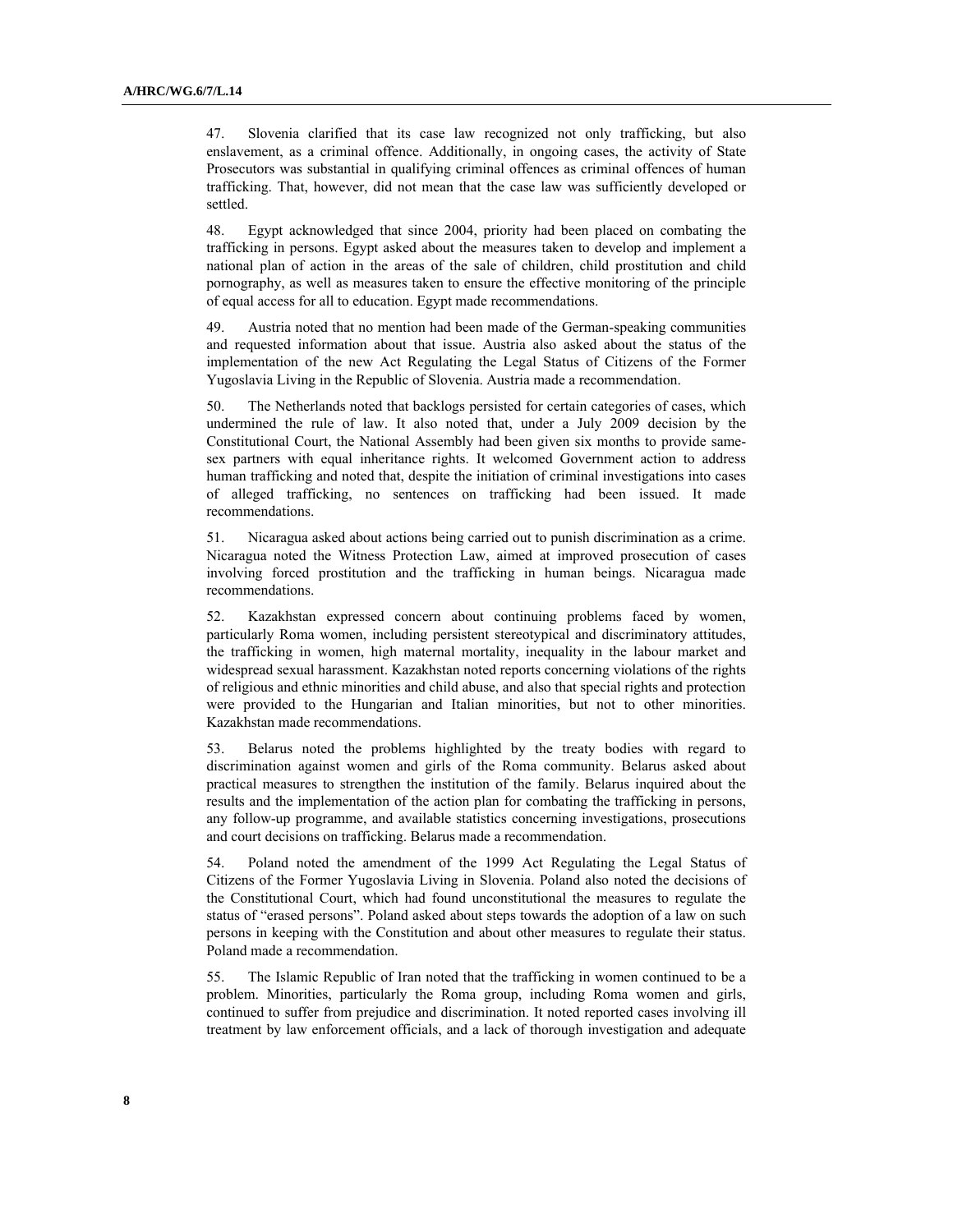47. Slovenia clarified that its case law recognized not only trafficking, but also enslavement, as a criminal offence. Additionally, in ongoing cases, the activity of State Prosecutors was substantial in qualifying criminal offences as criminal offences of human trafficking. That, however, did not mean that the case law was sufficiently developed or settled.

48. Egypt acknowledged that since 2004, priority had been placed on combating the trafficking in persons. Egypt asked about the measures taken to develop and implement a national plan of action in the areas of the sale of children, child prostitution and child pornography, as well as measures taken to ensure the effective monitoring of the principle of equal access for all to education. Egypt made recommendations.

49. Austria noted that no mention had been made of the German-speaking communities and requested information about that issue. Austria also asked about the status of the implementation of the new Act Regulating the Legal Status of Citizens of the Former Yugoslavia Living in the Republic of Slovenia. Austria made a recommendation.

50. The Netherlands noted that backlogs persisted for certain categories of cases, which undermined the rule of law. It also noted that, under a July 2009 decision by the Constitutional Court, the National Assembly had been given six months to provide same-sex partners with equal inheritance rights. It welcomed Government action to address human trafficking and noted that, despite the initiation of criminal investigations into cases of alleged trafficking, no sentences on trafficking had been issued. It made recommendations.

51. Nicaragua asked about actions being carried out to punish discrimination as a crime. Nicaragua noted the Witness Protection Law, aimed at improved prosecution of cases involving forced prostitution and the trafficking in human beings. Nicaragua made recommendations.

52. Kazakhstan expressed concern about continuing problems faced by women, particularly Roma women, including persistent stereotypical and discriminatory attitudes, the trafficking in women, high maternal mortality, inequality in the labour market and widespread sexual harassment. Kazakhstan noted reports concerning violations of the rights of religious and ethnic minorities and child abuse, and also that special rights and protection were provided to the Hungarian and Italian minorities, but not to other minorities. Kazakhstan made recommendations.

53. Belarus noted the problems highlighted by the treaty bodies with regard to discrimination against women and girls of the Roma community. Belarus asked about practical measures to strengthen the institution of the family. Belarus inquired about the results and the implementation of the action plan for combating the trafficking in persons, any follow-up programme, and available statistics concerning investigations, prosecutions and court decisions on trafficking. Belarus made a recommendation.

54. Poland noted the amendment of the 1999 Act Regulating the Legal Status of Citizens of the Former Yugoslavia Living in Slovenia. Poland also noted the decisions of the Constitutional Court, which had found unconstitutional the measures to regulate the status of "erased persons". Poland asked about steps towards the adoption of a law on such persons in keeping with the Constitution and about other measures to regulate their status. Poland made a recommendation.

55. The Islamic Republic of Iran noted that the trafficking in women continued to be a problem. Minorities, particularly the Roma group, including Roma women and girls, continued to suffer from prejudice and discrimination. It noted reported cases involving ill treatment by law enforcement officials, and a lack of thorough investigation and adequate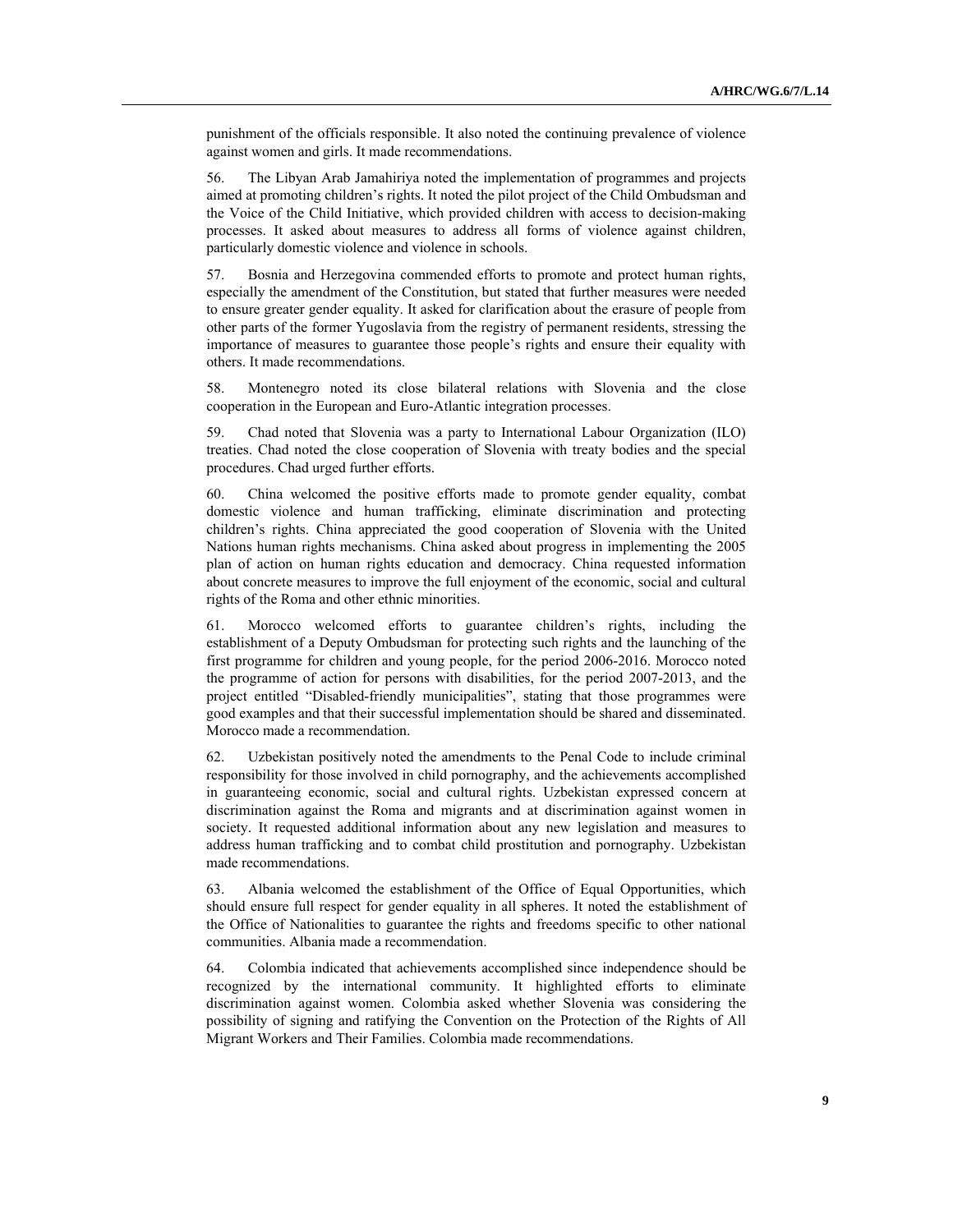punishment of the officials responsible. It also noted the continuing prevalence of violence against women and girls. It made recommendations.

56. The Libyan Arab Jamahiriya noted the implementation of programmes and projects aimed at promoting children's rights. It noted the pilot project of the Child Ombudsman and the Voice of the Child Initiative, which provided children with access to decision-making processes. It asked about measures to address all forms of violence against children, particularly domestic violence and violence in schools.

57. Bosnia and Herzegovina commended efforts to promote and protect human rights, especially the amendment of the Constitution, but stated that further measures were needed to ensure greater gender equality. It asked for clarification about the erasure of people from other parts of the former Yugoslavia from the registry of permanent residents, stressing the importance of measures to guarantee those people's rights and ensure their equality with others. It made recommendations.

58. Montenegro noted its close bilateral relations with Slovenia and the close cooperation in the European and Euro-Atlantic integration processes.

59. Chad noted that Slovenia was a party to International Labour Organization (ILO) treaties. Chad noted the close cooperation of Slovenia with treaty bodies and the special procedures. Chad urged further efforts.

60. China welcomed the positive efforts made to promote gender equality, combat domestic violence and human trafficking, eliminate discrimination and protecting children's rights. China appreciated the good cooperation of Slovenia with the United Nations human rights mechanisms. China asked about progress in implementing the 2005 plan of action on human rights education and democracy. China requested information about concrete measures to improve the full enjoyment of the economic, social and cultural rights of the Roma and other ethnic minorities.

61. Morocco welcomed efforts to guarantee children's rights, including the establishment of a Deputy Ombudsman for protecting such rights and the launching of the first programme for children and young people, for the period 2006-2016. Morocco noted the programme of action for persons with disabilities, for the period 2007-2013, and the project entitled "Disabled-friendly municipalities", stating that those programmes were good examples and that their successful implementation should be shared and disseminated. Morocco made a recommendation.

62. Uzbekistan positively noted the amendments to the Penal Code to include criminal responsibility for those involved in child pornography, and the achievements accomplished in guaranteeing economic, social and cultural rights. Uzbekistan expressed concern at discrimination against the Roma and migrants and at discrimination against women in society. It requested additional information about any new legislation and measures to address human trafficking and to combat child prostitution and pornography. Uzbekistan made recommendations.

63. Albania welcomed the establishment of the Office of Equal Opportunities, which should ensure full respect for gender equality in all spheres. It noted the establishment of the Office of Nationalities to guarantee the rights and freedoms specific to other national communities. Albania made a recommendation.

64. Colombia indicated that achievements accomplished since independence should be recognized by the international community. It highlighted efforts to eliminate discrimination against women. Colombia asked whether Slovenia was considering the possibility of signing and ratifying the Convention on the Protection of the Rights of All Migrant Workers and Their Families. Colombia made recommendations.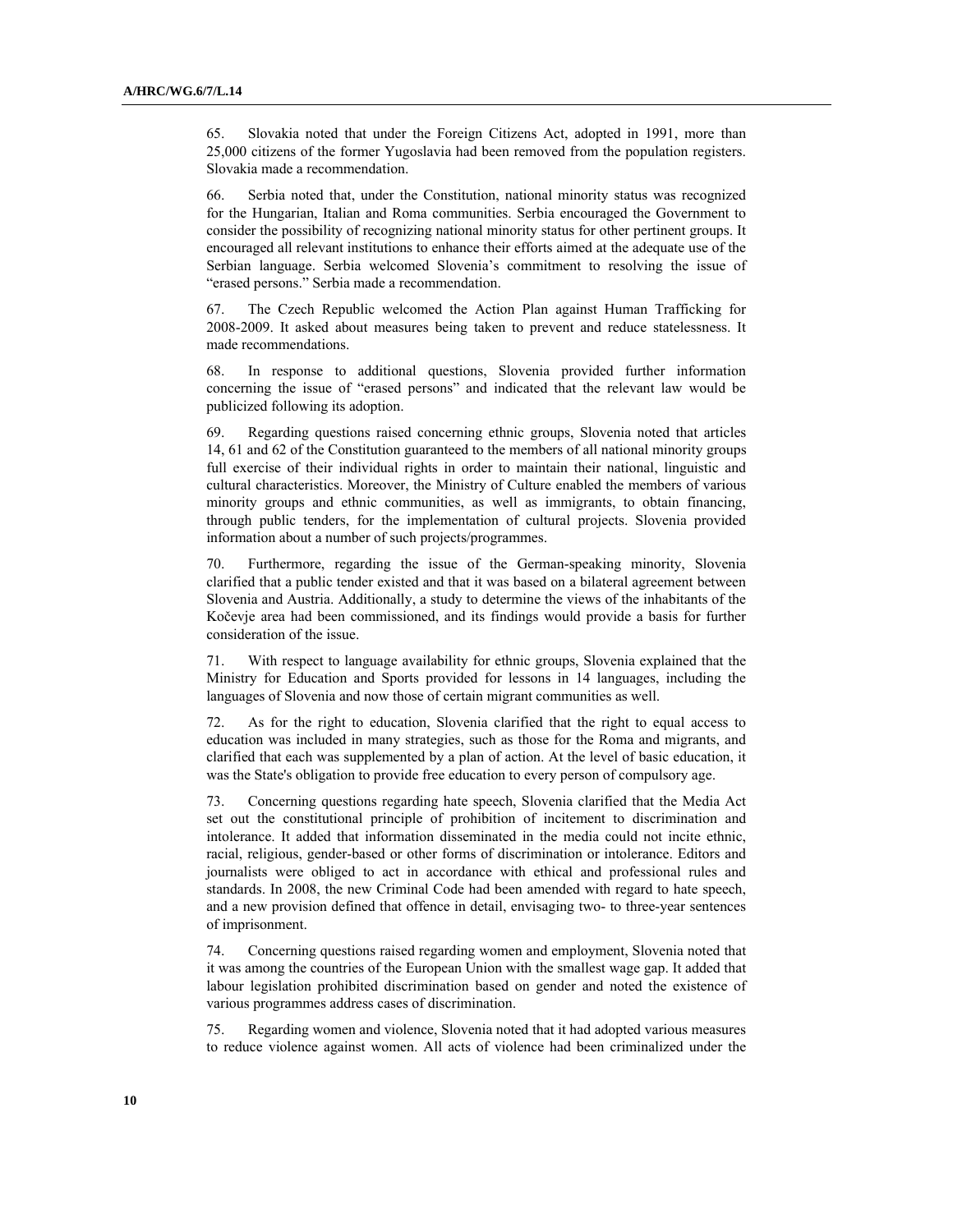65. Slovakia noted that under the Foreign Citizens Act, adopted in 1991, more than 25,000 citizens of the former Yugoslavia had been removed from the population registers. Slovakia made a recommendation.

66. Serbia noted that, under the Constitution, national minority status was recognized for the Hungarian, Italian and Roma communities. Serbia encouraged the Government to consider the possibility of recognizing national minority status for other pertinent groups. It encouraged all relevant institutions to enhance their efforts aimed at the adequate use of the Serbian language. Serbia welcomed Slovenia's commitment to resolving the issue of "erased persons." Serbia made a recommendation.

67. The Czech Republic welcomed the Action Plan against Human Trafficking for 2008-2009. It asked about measures being taken to prevent and reduce statelessness. It made recommendations.

68. In response to additional questions, Slovenia provided further information concerning the issue of "erased persons" and indicated that the relevant law would be publicized following its adoption.

69. Regarding questions raised concerning ethnic groups, Slovenia noted that articles 14, 61 and 62 of the Constitution guaranteed to the members of all national minority groups full exercise of their individual rights in order to maintain their national, linguistic and cultural characteristics. Moreover, the Ministry of Culture enabled the members of various minority groups and ethnic communities, as well as immigrants, to obtain financing, through public tenders, for the implementation of cultural projects. Slovenia provided information about a number of such projects/programmes.

70. Furthermore, regarding the issue of the German-speaking minority, Slovenia clarified that a public tender existed and that it was based on a bilateral agreement between Slovenia and Austria. Additionally, a study to determine the views of the inhabitants of the Kočevje area had been commissioned, and its findings would provide a basis for further consideration of the issue.

71. With respect to language availability for ethnic groups, Slovenia explained that the Ministry for Education and Sports provided for lessons in 14 languages, including the languages of Slovenia and now those of certain migrant communities as well.

72. As for the right to education, Slovenia clarified that the right to equal access to education was included in many strategies, such as those for the Roma and migrants, and clarified that each was supplemented by a plan of action. At the level of basic education, it was the State's obligation to provide free education to every person of compulsory age.

73. Concerning questions regarding hate speech, Slovenia clarified that the Media Act set out the constitutional principle of prohibition of incitement to discrimination and intolerance. It added that information disseminated in the media could not incite ethnic, racial, religious, gender-based or other forms of discrimination or intolerance. Editors and journalists were obliged to act in accordance with ethical and professional rules and standards. In 2008, the new Criminal Code had been amended with regard to hate speech, and a new provision defined that offence in detail, envisaging two- to three-year sentences of imprisonment.

74. Concerning questions raised regarding women and employment, Slovenia noted that it was among the countries of the European Union with the smallest wage gap. It added that labour legislation prohibited discrimination based on gender and noted the existence of various programmes address cases of discrimination.

75. Regarding women and violence, Slovenia noted that it had adopted various measures to reduce violence against women. All acts of violence had been criminalized under the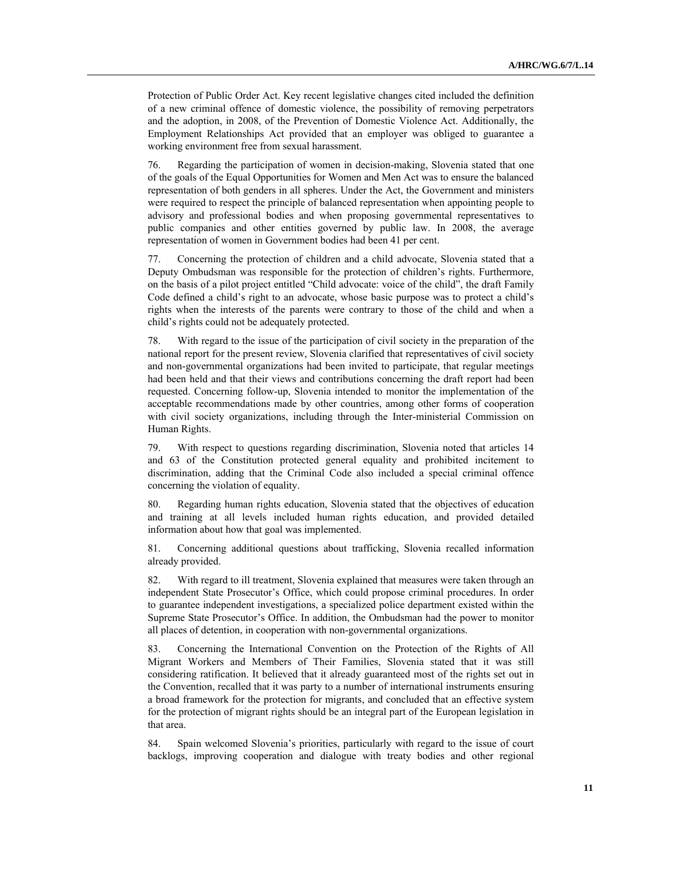Protection of Public Order Act. Key recent legislative changes cited included the definition of a new criminal offence of domestic violence, the possibility of removing perpetrators and the adoption, in 2008, of the Prevention of Domestic Violence Act. Additionally, the Employment Relationships Act provided that an employer was obliged to guarantee a working environment free from sexual harassment.

76. Regarding the participation of women in decision-making, Slovenia stated that one of the goals of the Equal Opportunities for Women and Men Act was to ensure the balanced representation of both genders in all spheres. Under the Act, the Government and ministers were required to respect the principle of balanced representation when appointing people to advisory and professional bodies and when proposing governmental representatives to public companies and other entities governed by public law. In 2008, the average representation of women in Government bodies had been 41 per cent.

77. Concerning the protection of children and a child advocate, Slovenia stated that a Deputy Ombudsman was responsible for the protection of children's rights. Furthermore, on the basis of a pilot project entitled "Child advocate: voice of the child", the draft Family Code defined a child's right to an advocate, whose basic purpose was to protect a child's rights when the interests of the parents were contrary to those of the child and when a child's rights could not be adequately protected.

78. With regard to the issue of the participation of civil society in the preparation of the national report for the present review, Slovenia clarified that representatives of civil society and non-governmental organizations had been invited to participate, that regular meetings had been held and that their views and contributions concerning the draft report had been requested. Concerning follow-up, Slovenia intended to monitor the implementation of the acceptable recommendations made by other countries, among other forms of cooperation with civil society organizations, including through the Inter-ministerial Commission on Human Rights.

79. With respect to questions regarding discrimination, Slovenia noted that articles 14 and 63 of the Constitution protected general equality and prohibited incitement to discrimination, adding that the Criminal Code also included a special criminal offence concerning the violation of equality.

80. Regarding human rights education, Slovenia stated that the objectives of education and training at all levels included human rights education, and provided detailed information about how that goal was implemented.

81. Concerning additional questions about trafficking, Slovenia recalled information already provided.

82. With regard to ill treatment, Slovenia explained that measures were taken through an independent State Prosecutor's Office, which could propose criminal procedures. In order to guarantee independent investigations, a specialized police department existed within the Supreme State Prosecutor's Office. In addition, the Ombudsman had the power to monitor all places of detention, in cooperation with non-governmental organizations.

83. Concerning the International Convention on the Protection of the Rights of All Migrant Workers and Members of Their Families, Slovenia stated that it was still considering ratification. It believed that it already guaranteed most of the rights set out in the Convention, recalled that it was party to a number of international instruments ensuring a broad framework for the protection for migrants, and concluded that an effective system for the protection of migrant rights should be an integral part of the European legislation in that area.

84. Spain welcomed Slovenia's priorities, particularly with regard to the issue of court backlogs, improving cooperation and dialogue with treaty bodies and other regional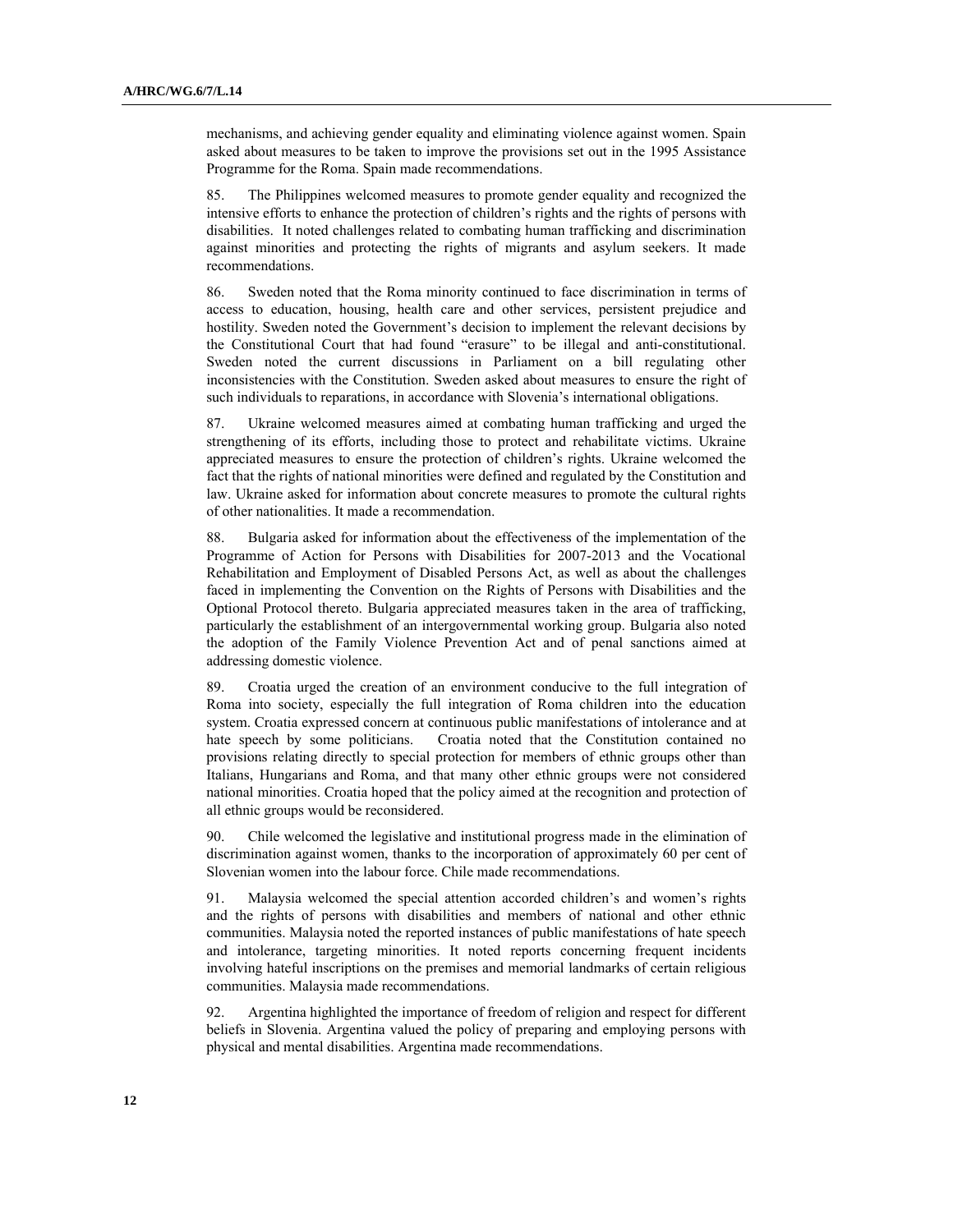mechanisms, and achieving gender equality and eliminating violence against women. Spain asked about measures to be taken to improve the provisions set out in the 1995 Assistance Programme for the Roma. Spain made recommendations.

85. The Philippines welcomed measures to promote gender equality and recognized the intensive efforts to enhance the protection of children's rights and the rights of persons with disabilities. It noted challenges related to combating human trafficking and discrimination against minorities and protecting the rights of migrants and asylum seekers. It made recommendations.

86. Sweden noted that the Roma minority continued to face discrimination in terms of access to education, housing, health care and other services, persistent prejudice and hostility. Sweden noted the Government's decision to implement the relevant decisions by the Constitutional Court that had found "erasure" to be illegal and anti-constitutional. Sweden noted the current discussions in Parliament on a bill regulating other inconsistencies with the Constitution. Sweden asked about measures to ensure the right of such individuals to reparations, in accordance with Slovenia's international obligations.

87. Ukraine welcomed measures aimed at combating human trafficking and urged the strengthening of its efforts, including those to protect and rehabilitate victims. Ukraine appreciated measures to ensure the protection of children's rights. Ukraine welcomed the fact that the rights of national minorities were defined and regulated by the Constitution and law. Ukraine asked for information about concrete measures to promote the cultural rights of other nationalities. It made a recommendation.

88. Bulgaria asked for information about the effectiveness of the implementation of the Programme of Action for Persons with Disabilities for 2007-2013 and the Vocational Rehabilitation and Employment of Disabled Persons Act, as well as about the challenges faced in implementing the Convention on the Rights of Persons with Disabilities and the Optional Protocol thereto. Bulgaria appreciated measures taken in the area of trafficking, particularly the establishment of an intergovernmental working group. Bulgaria also noted the adoption of the Family Violence Prevention Act and of penal sanctions aimed at addressing domestic violence.

89. Croatia urged the creation of an environment conducive to the full integration of Roma into society, especially the full integration of Roma children into the education system. Croatia expressed concern at continuous public manifestations of intolerance and at hate speech by some politicians. Croatia noted that the Constitution contained no provisions relating directly to special protection for members of ethnic groups other than Italians, Hungarians and Roma, and that many other ethnic groups were not considered national minorities. Croatia hoped that the policy aimed at the recognition and protection of all ethnic groups would be reconsidered.

90. Chile welcomed the legislative and institutional progress made in the elimination of discrimination against women, thanks to the incorporation of approximately 60 per cent of Slovenian women into the labour force. Chile made recommendations.

91. Malaysia welcomed the special attention accorded children's and women's rights and the rights of persons with disabilities and members of national and other ethnic communities. Malaysia noted the reported instances of public manifestations of hate speech and intolerance, targeting minorities. It noted reports concerning frequent incidents involving hateful inscriptions on the premises and memorial landmarks of certain religious communities. Malaysia made recommendations.

92. Argentina highlighted the importance of freedom of religion and respect for different beliefs in Slovenia. Argentina valued the policy of preparing and employing persons with physical and mental disabilities. Argentina made recommendations.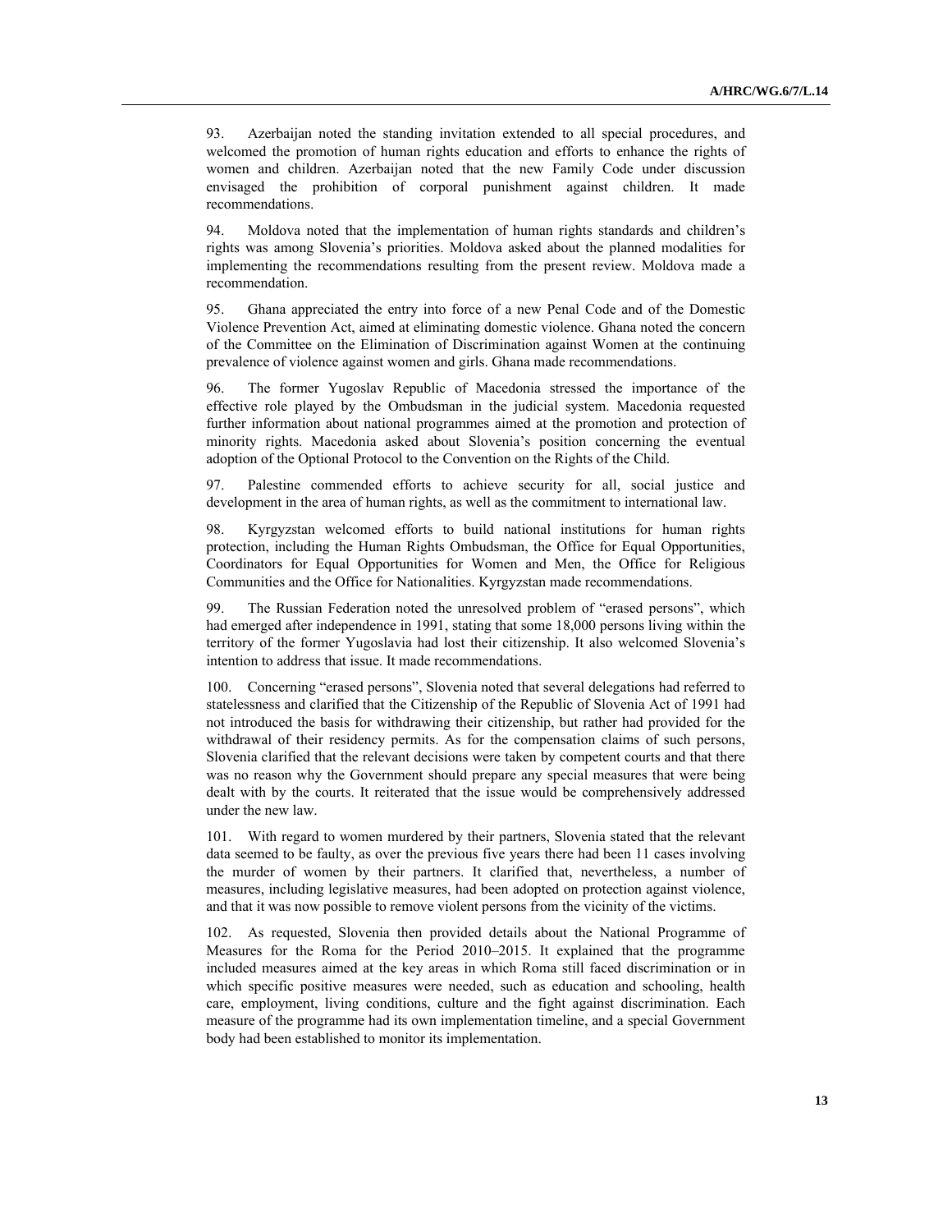93. Azerbaijan noted the standing invitation extended to all special procedures, and welcomed the promotion of human rights education and efforts to enhance the rights of women and children. Azerbaijan noted that the new Family Code under discussion envisaged the prohibition of corporal punishment against children. It made recommendations.

94. Moldova noted that the implementation of human rights standards and children's rights was among Slovenia's priorities. Moldova asked about the planned modalities for implementing the recommendations resulting from the present review. Moldova made a recommendation.

95. Ghana appreciated the entry into force of a new Penal Code and of the Domestic Violence Prevention Act, aimed at eliminating domestic violence. Ghana noted the concern of the Committee on the Elimination of Discrimination against Women at the continuing prevalence of violence against women and girls. Ghana made recommendations.

96. The former Yugoslav Republic of Macedonia stressed the importance of the effective role played by the Ombudsman in the judicial system. Macedonia requested further information about national programmes aimed at the promotion and protection of minority rights. Macedonia asked about Slovenia's position concerning the eventual adoption of the Optional Protocol to the Convention on the Rights of the Child.

97. Palestine commended efforts to achieve security for all, social justice and development in the area of human rights, as well as the commitment to international law.

98. Kyrgyzstan welcomed efforts to build national institutions for human rights protection, including the Human Rights Ombudsman, the Office for Equal Opportunities, Coordinators for Equal Opportunities for Women and Men, the Office for Religious Communities and the Office for Nationalities. Kyrgyzstan made recommendations.

99. The Russian Federation noted the unresolved problem of "erased persons", which had emerged after independence in 1991, stating that some 18,000 persons living within the territory of the former Yugoslavia had lost their citizenship. It also welcomed Slovenia's intention to address that issue. It made recommendations.

100. Concerning "erased persons", Slovenia noted that several delegations had referred to statelessness and clarified that the Citizenship of the Republic of Slovenia Act of 1991 had not introduced the basis for withdrawing their citizenship, but rather had provided for the withdrawal of their residency permits. As for the compensation claims of such persons, Slovenia clarified that the relevant decisions were taken by competent courts and that there was no reason why the Government should prepare any special measures that were being dealt with by the courts. It reiterated that the issue would be comprehensively addressed under the new law.

101. With regard to women murdered by their partners, Slovenia stated that the relevant data seemed to be faulty, as over the previous five years there had been 11 cases involving the murder of women by their partners. It clarified that, nevertheless, a number of measures, including legislative measures, had been adopted on protection against violence, and that it was now possible to remove violent persons from the vicinity of the victims.

102. As requested, Slovenia then provided details about the National Programme of Measures for the Roma for the Period 2010–2015. It explained that the programme included measures aimed at the key areas in which Roma still faced discrimination or in which specific positive measures were needed, such as education and schooling, health care, employment, living conditions, culture and the fight against discrimination. Each measure of the programme had its own implementation timeline, and a special Government body had been established to monitor its implementation.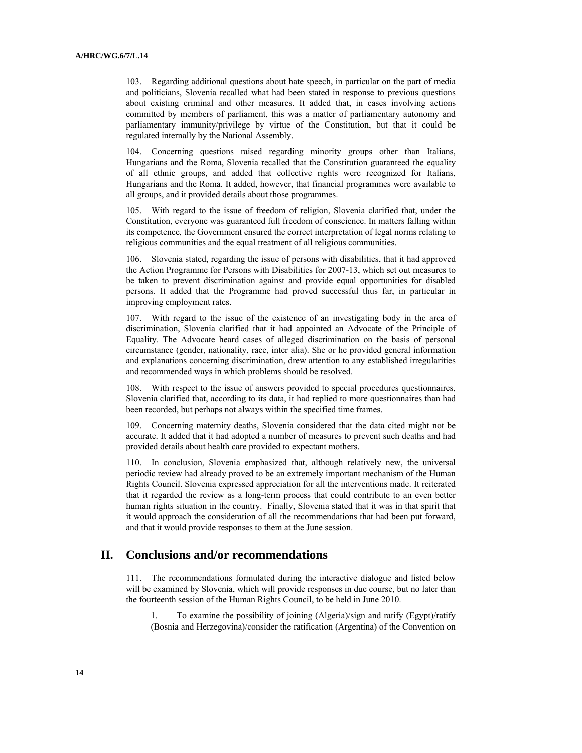103. Regarding additional questions about hate speech, in particular on the part of media and politicians, Slovenia recalled what had been stated in response to previous questions about existing criminal and other measures. It added that, in cases involving actions committed by members of parliament, this was a matter of parliamentary autonomy and parliamentary immunity/privilege by virtue of the Constitution, but that it could be regulated internally by the National Assembly.

104. Concerning questions raised regarding minority groups other than Italians, Hungarians and the Roma, Slovenia recalled that the Constitution guaranteed the equality of all ethnic groups, and added that collective rights were recognized for Italians, Hungarians and the Roma. It added, however, that financial programmes were available to all groups, and it provided details about those programmes.

105. With regard to the issue of freedom of religion, Slovenia clarified that, under the Constitution, everyone was guaranteed full freedom of conscience. In matters falling within its competence, the Government ensured the correct interpretation of legal norms relating to religious communities and the equal treatment of all religious communities.

106. Slovenia stated, regarding the issue of persons with disabilities, that it had approved the Action Programme for Persons with Disabilities for 2007-13, which set out measures to be taken to prevent discrimination against and provide equal opportunities for disabled persons. It added that the Programme had proved successful thus far, in particular in improving employment rates.

107. With regard to the issue of the existence of an investigating body in the area of discrimination, Slovenia clarified that it had appointed an Advocate of the Principle of Equality. The Advocate heard cases of alleged discrimination on the basis of personal circumstance (gender, nationality, race, inter alia). She or he provided general information and explanations concerning discrimination, drew attention to any established irregularities and recommended ways in which problems should be resolved.

108. With respect to the issue of answers provided to special procedures questionnaires, Slovenia clarified that, according to its data, it had replied to more questionnaires than had been recorded, but perhaps not always within the specified time frames.

109. Concerning maternity deaths, Slovenia considered that the data cited might not be accurate. It added that it had adopted a number of measures to prevent such deaths and had provided details about health care provided to expectant mothers.

110. In conclusion, Slovenia emphasized that, although relatively new, the universal periodic review had already proved to be an extremely important mechanism of the Human Rights Council. Slovenia expressed appreciation for all the interventions made. It reiterated that it regarded the review as a long-term process that could contribute to an even better human rights situation in the country. Finally, Slovenia stated that it was in that spirit that it would approach the consideration of all the recommendations that had been put forward, and that it would provide responses to them at the June session.

# II. Conclusions and/or recommendations

111. The recommendations formulated during the interactive dialogue and listed below will be examined by Slovenia, which will provide responses in due course, but no later than the fourteenth session of the Human Rights Council, to be held in June 2010.

1. To examine the possibility of joining (Algeria)/sign and ratify (Egypt)/ratify (Bosnia and Herzegovina)/consider the ratification (Argentina) of the Convention on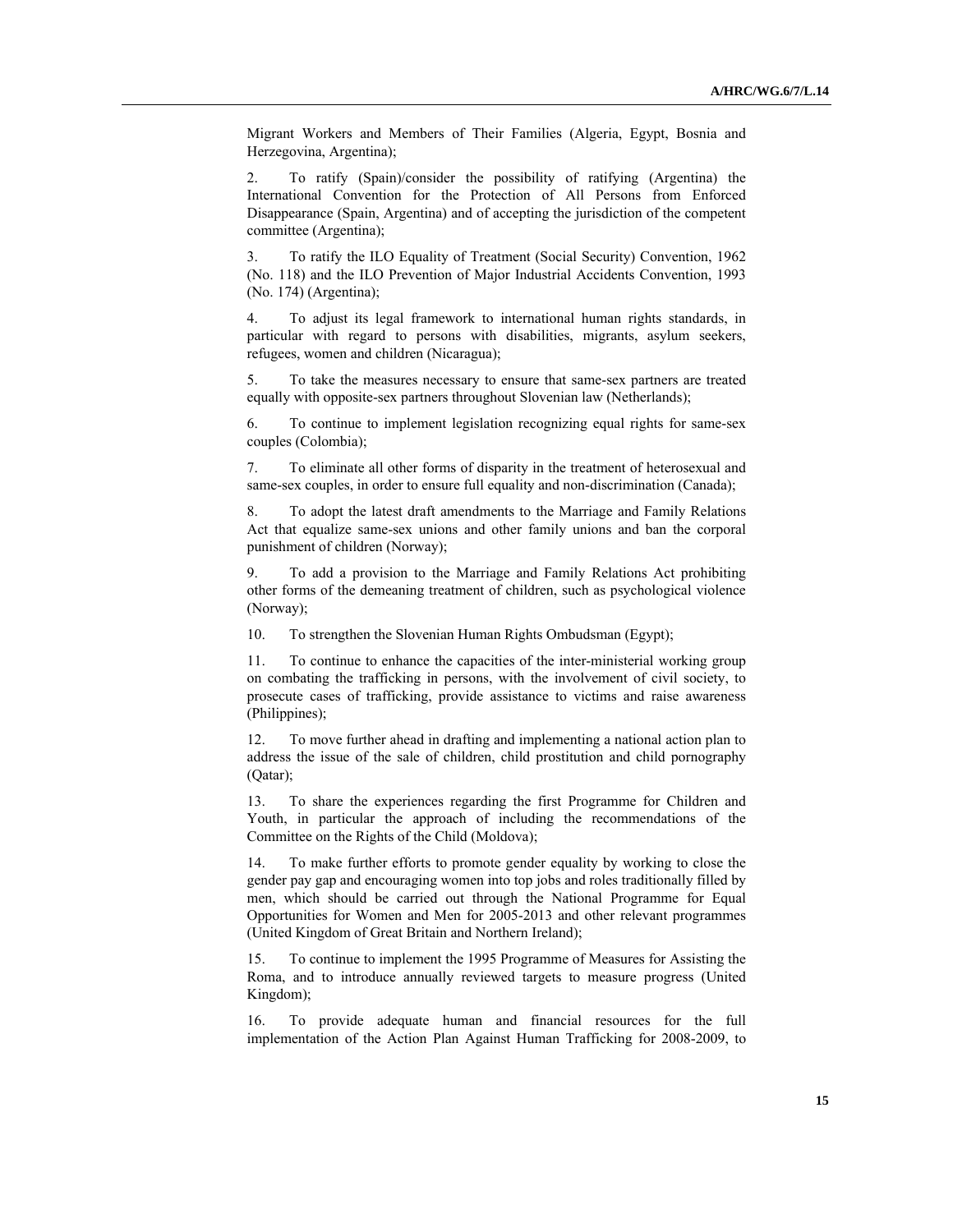Migrant Workers and Members of Their Families (Algeria, Egypt, Bosnia and Herzegovina, Argentina);

2. To ratify (Spain)/consider the possibility of ratifying (Argentina) the International Convention for the Protection of All Persons from Enforced Disappearance (Spain, Argentina) and of accepting the jurisdiction of the competent committee (Argentina);

3. To ratify the ILO Equality of Treatment (Social Security) Convention, 1962 (No. 118) and the ILO Prevention of Major Industrial Accidents Convention, 1993 (No. 174) (Argentina);

4. To adjust its legal framework to international human rights standards, in particular with regard to persons with disabilities, migrants, asylum seekers, refugees, women and children (Nicaragua);

5. To take the measures necessary to ensure that same-sex partners are treated equally with opposite-sex partners throughout Slovenian law (Netherlands);

6. To continue to implement legislation recognizing equal rights for same-sex couples (Colombia);

7. To eliminate all other forms of disparity in the treatment of heterosexual and same-sex couples, in order to ensure full equality and non-discrimination (Canada);

8. To adopt the latest draft amendments to the Marriage and Family Relations Act that equalize same-sex unions and other family unions and ban the corporal punishment of children (Norway);

9. To add a provision to the Marriage and Family Relations Act prohibiting other forms of the demeaning treatment of children, such as psychological violence (Norway);

10. To strengthen the Slovenian Human Rights Ombudsman (Egypt);

11. To continue to enhance the capacities of the inter-ministerial working group on combating the trafficking in persons, with the involvement of civil society, to prosecute cases of trafficking, provide assistance to victims and raise awareness (Philippines);

12. To move further ahead in drafting and implementing a national action plan to address the issue of the sale of children, child prostitution and child pornography (Qatar);

13. To share the experiences regarding the first Programme for Children and Youth, in particular the approach of including the recommendations of the Committee on the Rights of the Child (Moldova);

14. To make further efforts to promote gender equality by working to close the gender pay gap and encouraging women into top jobs and roles traditionally filled by men, which should be carried out through the National Programme for Equal Opportunities for Women and Men for 2005-2013 and other relevant programmes (United Kingdom of Great Britain and Northern Ireland);

15. To continue to implement the 1995 Programme of Measures for Assisting the Roma, and to introduce annually reviewed targets to measure progress (United Kingdom);

16. To provide adequate human and financial resources for the full implementation of the Action Plan Against Human Trafficking for 2008-2009, to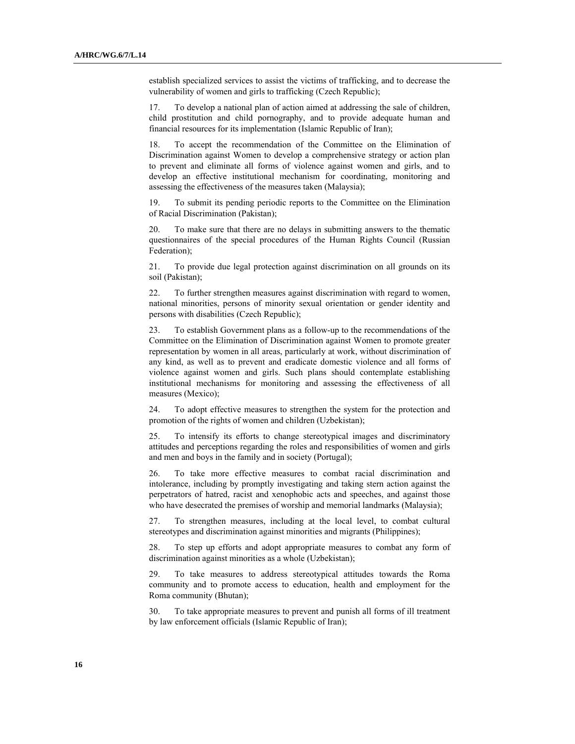establish specialized services to assist the victims of trafficking, and to decrease the vulnerability of women and girls to trafficking (Czech Republic);

17. To develop a national plan of action aimed at addressing the sale of children, child prostitution and child pornography, and to provide adequate human and financial resources for its implementation (Islamic Republic of Iran);

18. To accept the recommendation of the Committee on the Elimination of Discrimination against Women to develop a comprehensive strategy or action plan to prevent and eliminate all forms of violence against women and girls, and to develop an effective institutional mechanism for coordinating, monitoring and assessing the effectiveness of the measures taken (Malaysia);

19. To submit its pending periodic reports to the Committee on the Elimination of Racial Discrimination (Pakistan);

20. To make sure that there are no delays in submitting answers to the thematic questionnaires of the special procedures of the Human Rights Council (Russian Federation);

21. To provide due legal protection against discrimination on all grounds on its soil (Pakistan);

22. To further strengthen measures against discrimination with regard to women, national minorities, persons of minority sexual orientation or gender identity and persons with disabilities (Czech Republic);

23. To establish Government plans as a follow-up to the recommendations of the Committee on the Elimination of Discrimination against Women to promote greater representation by women in all areas, particularly at work, without discrimination of any kind, as well as to prevent and eradicate domestic violence and all forms of violence against women and girls. Such plans should contemplate establishing institutional mechanisms for monitoring and assessing the effectiveness of all measures (Mexico);

24. To adopt effective measures to strengthen the system for the protection and promotion of the rights of women and children (Uzbekistan);

25. To intensify its efforts to change stereotypical images and discriminatory attitudes and perceptions regarding the roles and responsibilities of women and girls and men and boys in the family and in society (Portugal);

26. To take more effective measures to combat racial discrimination and intolerance, including by promptly investigating and taking stern action against the perpetrators of hatred, racist and xenophobic acts and speeches, and against those who have desecrated the premises of worship and memorial landmarks (Malaysia);

27. To strengthen measures, including at the local level, to combat cultural stereotypes and discrimination against minorities and migrants (Philippines);

28. To step up efforts and adopt appropriate measures to combat any form of discrimination against minorities as a whole (Uzbekistan);

29. To take measures to address stereotypical attitudes towards the Roma community and to promote access to education, health and employment for the Roma community (Bhutan);

30. To take appropriate measures to prevent and punish all forms of ill treatment by law enforcement officials (Islamic Republic of Iran);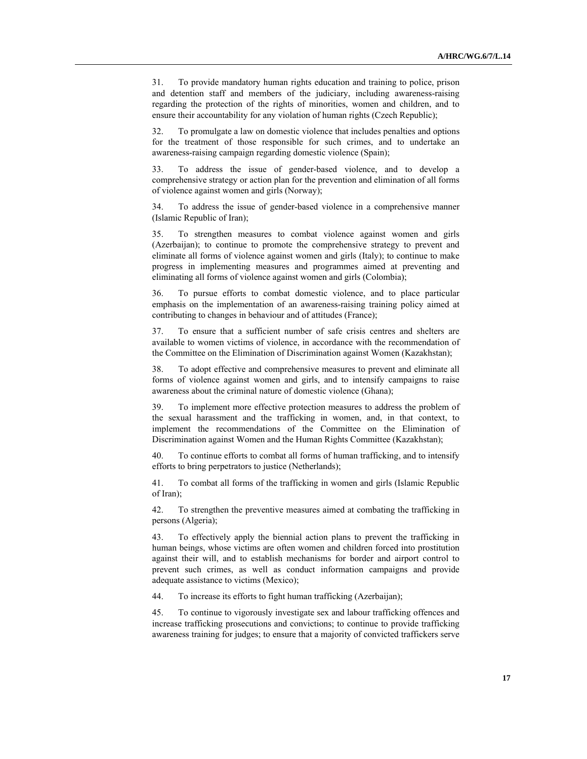31. To provide mandatory human rights education and training to police, prison and detention staff and members of the judiciary, including awareness-raising regarding the protection of the rights of minorities, women and children, and to ensure their accountability for any violation of human rights (Czech Republic);

32. To promulgate a law on domestic violence that includes penalties and options for the treatment of those responsible for such crimes, and to undertake an awareness-raising campaign regarding domestic violence (Spain);

33. To address the issue of gender-based violence, and to develop a comprehensive strategy or action plan for the prevention and elimination of all forms of violence against women and girls (Norway);

34. To address the issue of gender-based violence in a comprehensive manner (Islamic Republic of Iran);

35. To strengthen measures to combat violence against women and girls (Azerbaijan); to continue to promote the comprehensive strategy to prevent and eliminate all forms of violence against women and girls (Italy); to continue to make progress in implementing measures and programmes aimed at preventing and eliminating all forms of violence against women and girls (Colombia);

36. To pursue efforts to combat domestic violence, and to place particular emphasis on the implementation of an awareness-raising training policy aimed at contributing to changes in behaviour and of attitudes (France);

37. To ensure that a sufficient number of safe crisis centres and shelters are available to women victims of violence, in accordance with the recommendation of the Committee on the Elimination of Discrimination against Women (Kazakhstan);

38. To adopt effective and comprehensive measures to prevent and eliminate all forms of violence against women and girls, and to intensify campaigns to raise awareness about the criminal nature of domestic violence (Ghana);

39. To implement more effective protection measures to address the problem of the sexual harassment and the trafficking in women, and, in that context, to implement the recommendations of the Committee on the Elimination of Discrimination against Women and the Human Rights Committee (Kazakhstan);

40. To continue efforts to combat all forms of human trafficking, and to intensify efforts to bring perpetrators to justice (Netherlands);

41. To combat all forms of the trafficking in women and girls (Islamic Republic of Iran);

42. To strengthen the preventive measures aimed at combating the trafficking in persons (Algeria);

43. To effectively apply the biennial action plans to prevent the trafficking in human beings, whose victims are often women and children forced into prostitution against their will, and to establish mechanisms for border and airport control to prevent such crimes, as well as conduct information campaigns and provide adequate assistance to victims (Mexico);

44. To increase its efforts to fight human trafficking (Azerbaijan);

45. To continue to vigorously investigate sex and labour trafficking offences and increase trafficking prosecutions and convictions; to continue to provide trafficking awareness training for judges; to ensure that a majority of convicted traffickers serve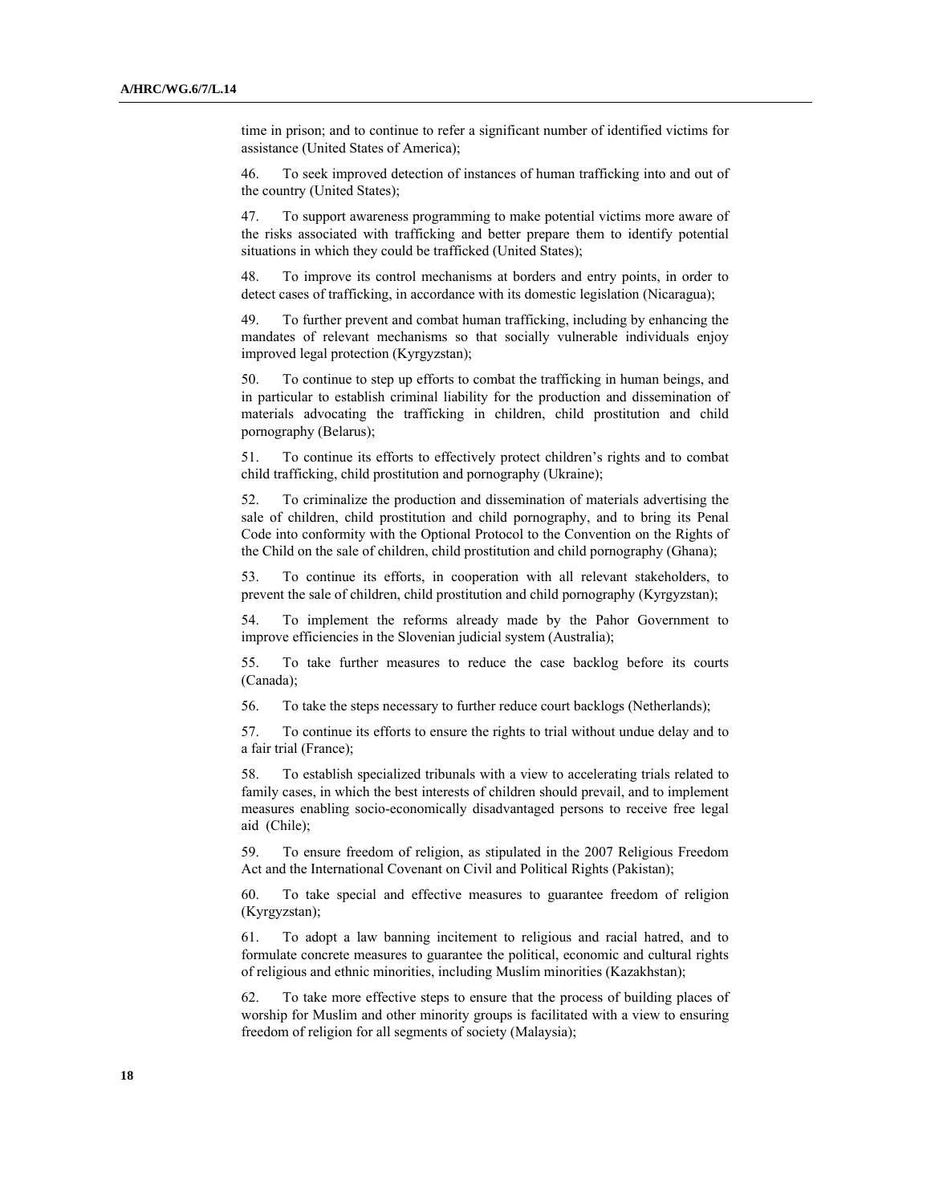time in prison; and to continue to refer a significant number of identified victims for assistance (United States of America);

46. To seek improved detection of instances of human trafficking into and out of the country (United States);

47. To support awareness programming to make potential victims more aware of the risks associated with trafficking and better prepare them to identify potential situations in which they could be trafficked (United States);

48. To improve its control mechanisms at borders and entry points, in order to detect cases of trafficking, in accordance with its domestic legislation (Nicaragua);

49. To further prevent and combat human trafficking, including by enhancing the mandates of relevant mechanisms so that socially vulnerable individuals enjoy improved legal protection (Kyrgyzstan);

50. To continue to step up efforts to combat the trafficking in human beings, and in particular to establish criminal liability for the production and dissemination of materials advocating the trafficking in children, child prostitution and child pornography (Belarus);

51. To continue its efforts to effectively protect children's rights and to combat child trafficking, child prostitution and pornography (Ukraine);

52. To criminalize the production and dissemination of materials advertising the sale of children, child prostitution and child pornography, and to bring its Penal Code into conformity with the Optional Protocol to the Convention on the Rights of the Child on the sale of children, child prostitution and child pornography (Ghana);

53. To continue its efforts, in cooperation with all relevant stakeholders, to prevent the sale of children, child prostitution and child pornography (Kyrgyzstan);

54. To implement the reforms already made by the Pahor Government to improve efficiencies in the Slovenian judicial system (Australia);

55. To take further measures to reduce the case backlog before its courts (Canada);

56. To take the steps necessary to further reduce court backlogs (Netherlands);

57. To continue its efforts to ensure the rights to trial without undue delay and to a fair trial (France);

58. To establish specialized tribunals with a view to accelerating trials related to family cases, in which the best interests of children should prevail, and to implement measures enabling socio-economically disadvantaged persons to receive free legal aid (Chile);

59. To ensure freedom of religion, as stipulated in the 2007 Religious Freedom Act and the International Covenant on Civil and Political Rights (Pakistan);

60. To take special and effective measures to guarantee freedom of religion (Kyrgyzstan);

61. To adopt a law banning incitement to religious and racial hatred, and to formulate concrete measures to guarantee the political, economic and cultural rights of religious and ethnic minorities, including Muslim minorities (Kazakhstan);

62. To take more effective steps to ensure that the process of building places of worship for Muslim and other minority groups is facilitated with a view to ensuring freedom of religion for all segments of society (Malaysia);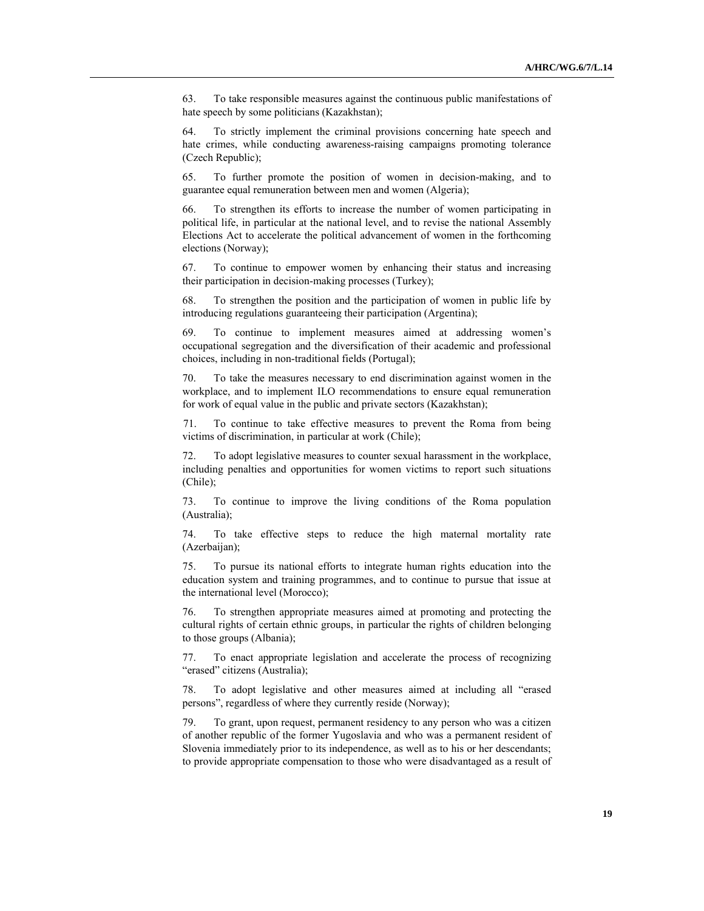63. To take responsible measures against the continuous public manifestations of hate speech by some politicians (Kazakhstan);

64. To strictly implement the criminal provisions concerning hate speech and hate crimes, while conducting awareness-raising campaigns promoting tolerance (Czech Republic);

65. To further promote the position of women in decision-making, and to guarantee equal remuneration between men and women (Algeria);

66. To strengthen its efforts to increase the number of women participating in political life, in particular at the national level, and to revise the national Assembly Elections Act to accelerate the political advancement of women in the forthcoming elections (Norway);

67. To continue to empower women by enhancing their status and increasing their participation in decision-making processes (Turkey);

68. To strengthen the position and the participation of women in public life by introducing regulations guaranteeing their participation (Argentina);

69. To continue to implement measures aimed at addressing women's occupational segregation and the diversification of their academic and professional choices, including in non-traditional fields (Portugal);

70. To take the measures necessary to end discrimination against women in the workplace, and to implement ILO recommendations to ensure equal remuneration for work of equal value in the public and private sectors (Kazakhstan);

71. To continue to take effective measures to prevent the Roma from being victims of discrimination, in particular at work (Chile);

72. To adopt legislative measures to counter sexual harassment in the workplace, including penalties and opportunities for women victims to report such situations (Chile);

73. To continue to improve the living conditions of the Roma population (Australia);

74. To take effective steps to reduce the high maternal mortality rate (Azerbaijan);

75. To pursue its national efforts to integrate human rights education into the education system and training programmes, and to continue to pursue that issue at the international level (Morocco);

76. To strengthen appropriate measures aimed at promoting and protecting the cultural rights of certain ethnic groups, in particular the rights of children belonging to those groups (Albania);

77. To enact appropriate legislation and accelerate the process of recognizing "erased" citizens (Australia);

78. To adopt legislative and other measures aimed at including all "erased persons", regardless of where they currently reside (Norway);

79. To grant, upon request, permanent residency to any person who was a citizen of another republic of the former Yugoslavia and who was a permanent resident of Slovenia immediately prior to its independence, as well as to his or her descendants; to provide appropriate compensation to those who were disadvantaged as a result of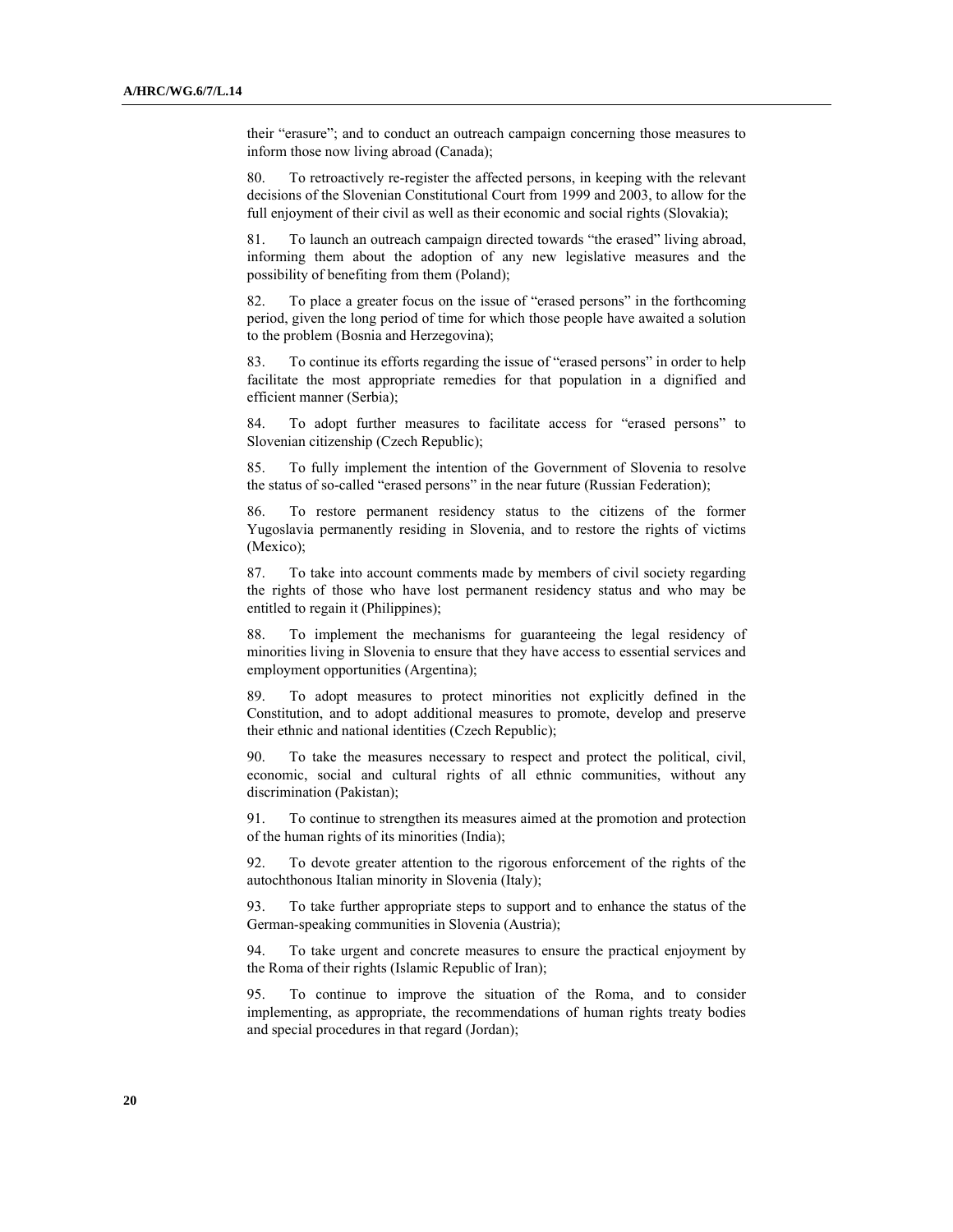their “erasure”; and to conduct an outreach campaign concerning those measures to inform those now living abroad (Canada);

80. To retroactively re-register the affected persons, in keeping with the relevant decisions of the Slovenian Constitutional Court from 1999 and 2003, to allow for the full enjoyment of their civil as well as their economic and social rights (Slovakia);

81. To launch an outreach campaign directed towards “the erased” living abroad, informing them about the adoption of any new legislative measures and the possibility of benefiting from them (Poland);

82. To place a greater focus on the issue of “erased persons” in the forthcoming period, given the long period of time for which those people have awaited a solution to the problem (Bosnia and Herzegovina);

83. To continue its efforts regarding the issue of “erased persons” in order to help facilitate the most appropriate remedies for that population in a dignified and efficient manner (Serbia);

84. To adopt further measures to facilitate access for “erased persons” to Slovenian citizenship (Czech Republic);

85. To fully implement the intention of the Government of Slovenia to resolve the status of so-called “erased persons” in the near future (Russian Federation);

86. To restore permanent residency status to the citizens of the former Yugoslavia permanently residing in Slovenia, and to restore the rights of victims (Mexico);

87. To take into account comments made by members of civil society regarding the rights of those who have lost permanent residency status and who may be entitled to regain it (Philippines);

88. To implement the mechanisms for guaranteeing the legal residency of minorities living in Slovenia to ensure that they have access to essential services and employment opportunities (Argentina);

89. To adopt measures to protect minorities not explicitly defined in the Constitution, and to adopt additional measures to promote, develop and preserve their ethnic and national identities (Czech Republic);

90. To take the measures necessary to respect and protect the political, civil, economic, social and cultural rights of all ethnic communities, without any discrimination (Pakistan);

91. To continue to strengthen its measures aimed at the promotion and protection of the human rights of its minorities (India);

92. To devote greater attention to the rigorous enforcement of the rights of the autochthonous Italian minority in Slovenia (Italy);

93. To take further appropriate steps to support and to enhance the status of the German-speaking communities in Slovenia (Austria);

94. To take urgent and concrete measures to ensure the practical enjoyment by the Roma of their rights (Islamic Republic of Iran);

95. To continue to improve the situation of the Roma, and to consider implementing, as appropriate, the recommendations of human rights treaty bodies and special procedures in that regard (Jordan);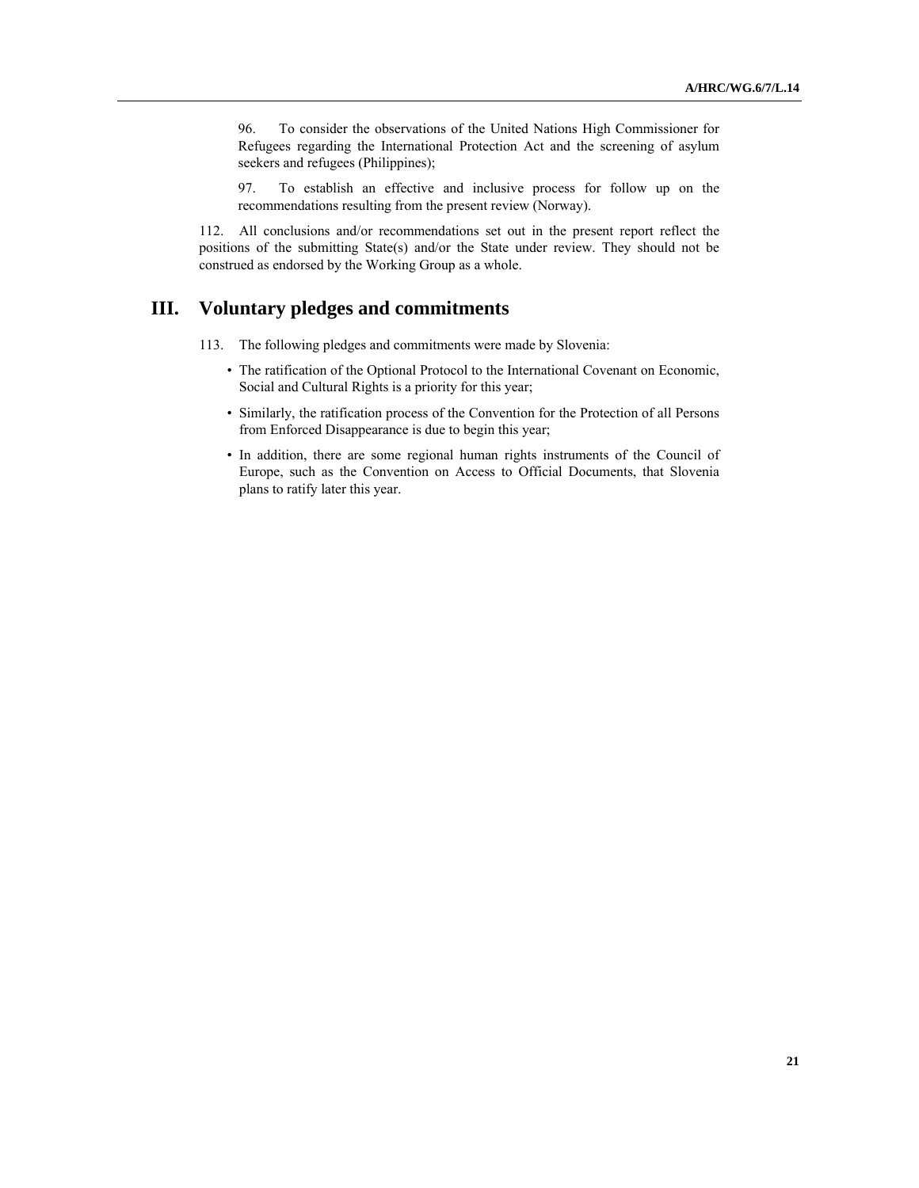96. To consider the observations of the United Nations High Commissioner for Refugees regarding the International Protection Act and the screening of asylum seekers and refugees (Philippines);

97. To establish an effective and inclusive process for follow up on the recommendations resulting from the present review (Norway).

112. All conclusions and/or recommendations set out in the present report reflect the positions of the submitting State(s) and/or the State under review. They should not be construed as endorsed by the Working Group as a whole.

# III. Voluntary pledges and commitments

113. The following pledges and commitments were made by Slovenia:

- The ratification of the Optional Protocol to the International Covenant on Economic, Social and Cultural Rights is a priority for this year;
- Similarly, the ratification process of the Convention for the Protection of all Persons from Enforced Disappearance is due to begin this year;
- In addition, there are some regional human rights instruments of the Council of Europe, such as the Convention on Access to Official Documents, that Slovenia plans to ratify later this year.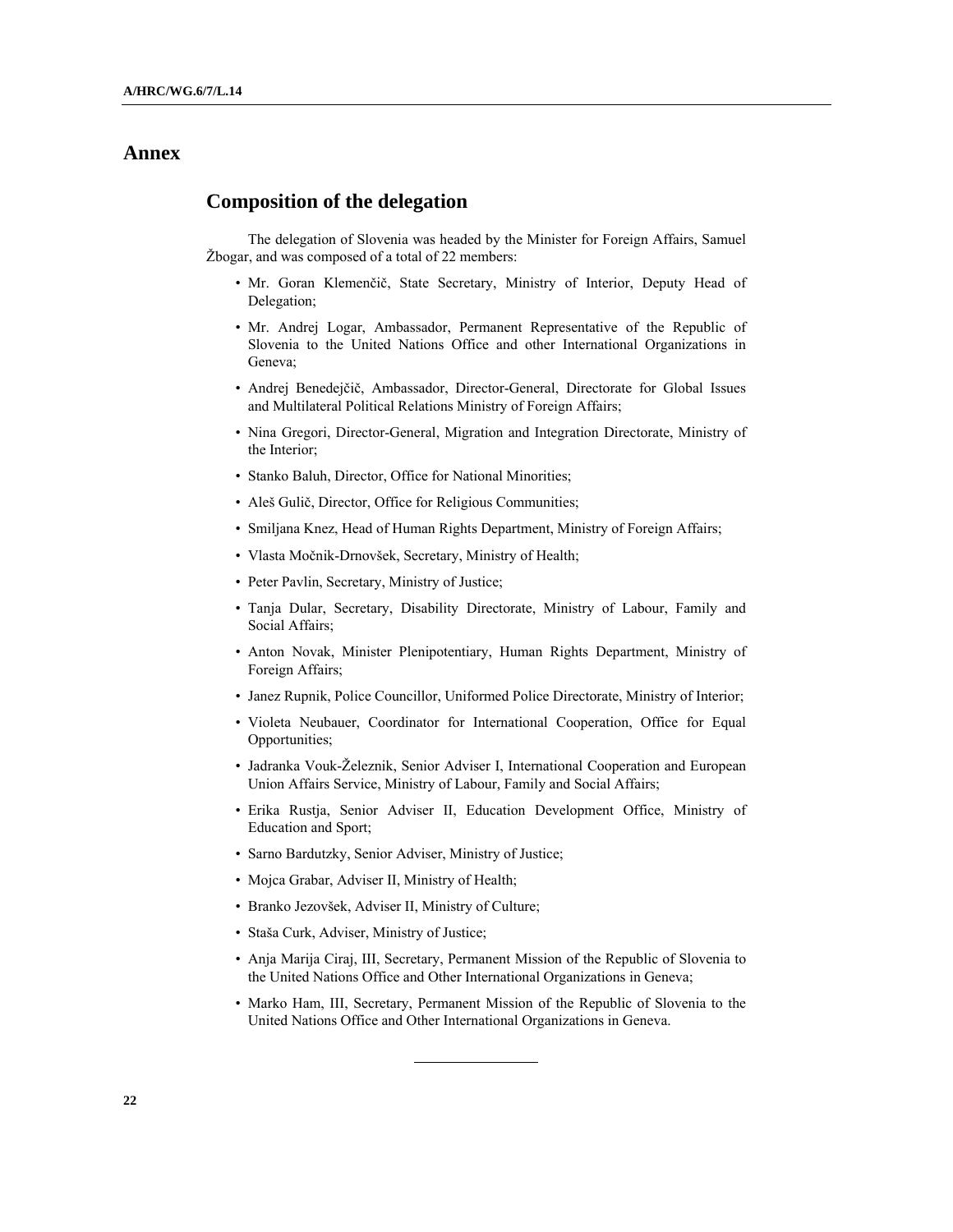# Annex

## Composition of the delegation

The delegation of Slovenia was headed by the Minister for Foreign Affairs, Samuel Žbogar, and was composed of a total of 22 members:

- Mr. Goran Klemenčič, State Secretary, Ministry of Interior, Deputy Head of Delegation;
- Mr. Andrej Logar, Ambassador, Permanent Representative of the Republic of Slovenia to the United Nations Office and other International Organizations in Geneva;
- Andrej Benedejčič, Ambassador, Director-General, Directorate for Global Issues and Multilateral Political Relations Ministry of Foreign Affairs;
- Nina Gregori, Director-General, Migration and Integration Directorate, Ministry of the Interior;
- Stanko Baluh, Director, Office for National Minorities;
- Aleš Gulič, Director, Office for Religious Communities;
- Smiljana Knez, Head of Human Rights Department, Ministry of Foreign Affairs;
- Vlasta Močnik-Drnovšek, Secretary, Ministry of Health;
- Peter Pavlin, Secretary, Ministry of Justice;
- Tanja Dular, Secretary, Disability Directorate, Ministry of Labour, Family and Social Affairs;
- Anton Novak, Minister Plenipotentiary, Human Rights Department, Ministry of Foreign Affairs;
- Janez Rupnik, Police Councillor, Uniformed Police Directorate, Ministry of Interior;
- Violeta Neubauer, Coordinator for International Cooperation, Office for Equal Opportunities;
- Jadranka Vouk-Železnik, Senior Adviser I, International Cooperation and European Union Affairs Service, Ministry of Labour, Family and Social Affairs;
- Erika Rustja, Senior Adviser II, Education Development Office, Ministry of Education and Sport;
- Sarno Bardutzky, Senior Adviser, Ministry of Justice;
- Mojca Grabar, Adviser II, Ministry of Health;
- Branko Jezovšek, Adviser II, Ministry of Culture;
- Staša Curk, Adviser, Ministry of Justice;
- Anja Marija Ciraj, III, Secretary, Permanent Mission of the Republic of Slovenia to the United Nations Office and Other International Organizations in Geneva;
- Marko Ham, III, Secretary, Permanent Mission of the Republic of Slovenia to the United Nations Office and Other International Organizations in Geneva.